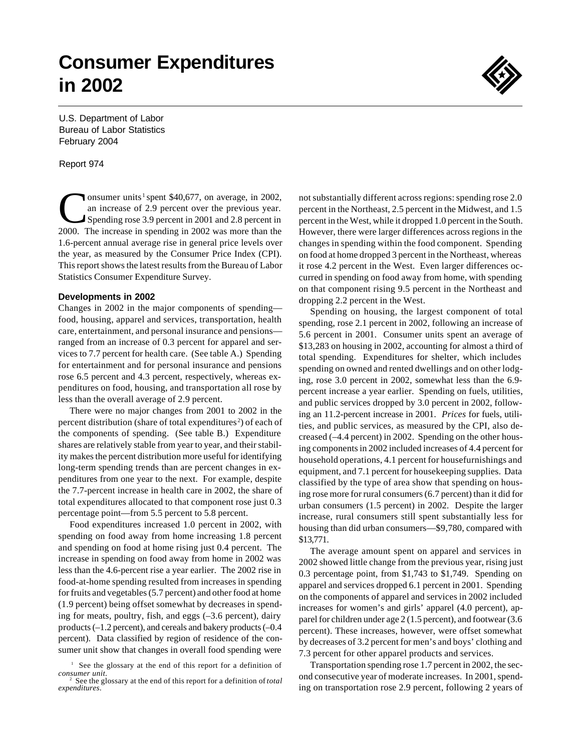# Consumer Expenditures in 2002

U.S. Department of Labor
Bureau of Labor Statistics
February 2004

Report 974

Consumer units[1] spent $40,677, on average, in 2002, an increase of 2.9 percent over the previous year. Spending rose 3.9 percent in 2001 and 2.8 percent in 2000. The increase in spending in 2002 was more than the 1.6-percent annual average rise in general price levels over the year, as measured by the Consumer Price Index (CPI). This report shows the latest results from the Bureau of Labor Statistics Consumer Expenditure Survey.

### Developments in 2002

Changes in 2002 in the major components of spending—food, housing, apparel and services, transportation, health care, entertainment, and personal insurance and pensions—ranged from an increase of 0.3 percent for apparel and services to 7.7 percent for health care. (See table A.) Spending for entertainment and for personal insurance and pensions rose 6.5 percent and 4.3 percent, respectively, whereas expenditures on food, housing, and transportation all rose by less than the overall average of 2.9 percent.

There were no major changes from 2001 to 2002 in the percent distribution (share of total expenditures[2]) of each of the components of spending. (See table B.) Expenditure shares are relatively stable from year to year, and their stability makes the percent distribution more useful for identifying long-term spending trends than are percent changes in expenditures from one year to the next. For example, despite the 7.7-percent increase in health care in 2002, the share of total expenditures allocated to that component rose just 0.3 percentage point—from 5.5 percent to 5.8 percent.

Food expenditures increased 1.0 percent in 2002, with spending on food away from home increasing 1.8 percent and spending on food at home rising just 0.4 percent. The increase in spending on food away from home in 2002 was less than the 4.6-percent rise a year earlier. The 2002 rise in food-at-home spending resulted from increases in spending for fruits and vegetables (5.7 percent) and other food at home (1.9 percent) being offset somewhat by decreases in spending for meats, poultry, fish, and eggs (–3.6 percent), dairy products (–1.2 percent), and cereals and bakery products (–0.4 percent). Data classified by region of residence of the consumer unit show that changes in overall food spending were not substantially different across regions: spending rose 2.0 percent in the Northeast, 2.5 percent in the Midwest, and 1.5 percent in the West, while it dropped 1.0 percent in the South. However, there were larger differences across regions in the changes in spending within the food component. Spending on food at home dropped 3 percent in the Northeast, whereas it rose 4.2 percent in the West. Even larger differences occurred in spending on food away from home, with spending on that component rising 9.5 percent in the Northeast and dropping 2.2 percent in the West.

Spending on housing, the largest component of total spending, rose 2.1 percent in 2002, following an increase of 5.6 percent in 2001. Consumer units spent an average of $13,283 on housing in 2002, accounting for almost a third of total spending. Expenditures for shelter, which includes spending on owned and rented dwellings and on other lodging, rose 3.0 percent in 2002, somewhat less than the 6.9-percent increase a year earlier. Spending on fuels, utilities, and public services dropped by 3.0 percent in 2002, following an 11.2-percent increase in 2001. *Prices* for fuels, utilities, and public services, as measured by the CPI, also decreased (–4.4 percent) in 2002. Spending on the other housing components in 2002 included increases of 4.4 percent for household operations, 4.1 percent for housefurnishings and equipment, and 7.1 percent for housekeeping supplies. Data classified by the type of area show that spending on housing rose more for rural consumers (6.7 percent) than it did for urban consumers (1.5 percent) in 2002. Despite the larger increase, rural consumers still spent substantially less for housing than did urban consumers—$9,780, compared with $13,771.

The average amount spent on apparel and services in 2002 showed little change from the previous year, rising just 0.3 percentage point, from $1,743 to $1,749. Spending on apparel and services dropped 6.1 percent in 2001. Spending on the components of apparel and services in 2002 included increases for women's and girls' apparel (4.0 percent), apparel for children under age 2 (1.5 percent), and footwear (3.6 percent). These increases, however, were offset somewhat by decreases of 3.2 percent for men's and boys' clothing and 7.3 percent for other apparel products and services.

Transportation spending rose 1.7 percent in 2002, the second consecutive year of moderate increases. In 2001, spending on transportation rose 2.9 percent, following 2 years of

[1] See the glossary at the end of this report for a definition of *consumer unit*.

[2] See the glossary at the end of this report for a definition of *total expenditures*.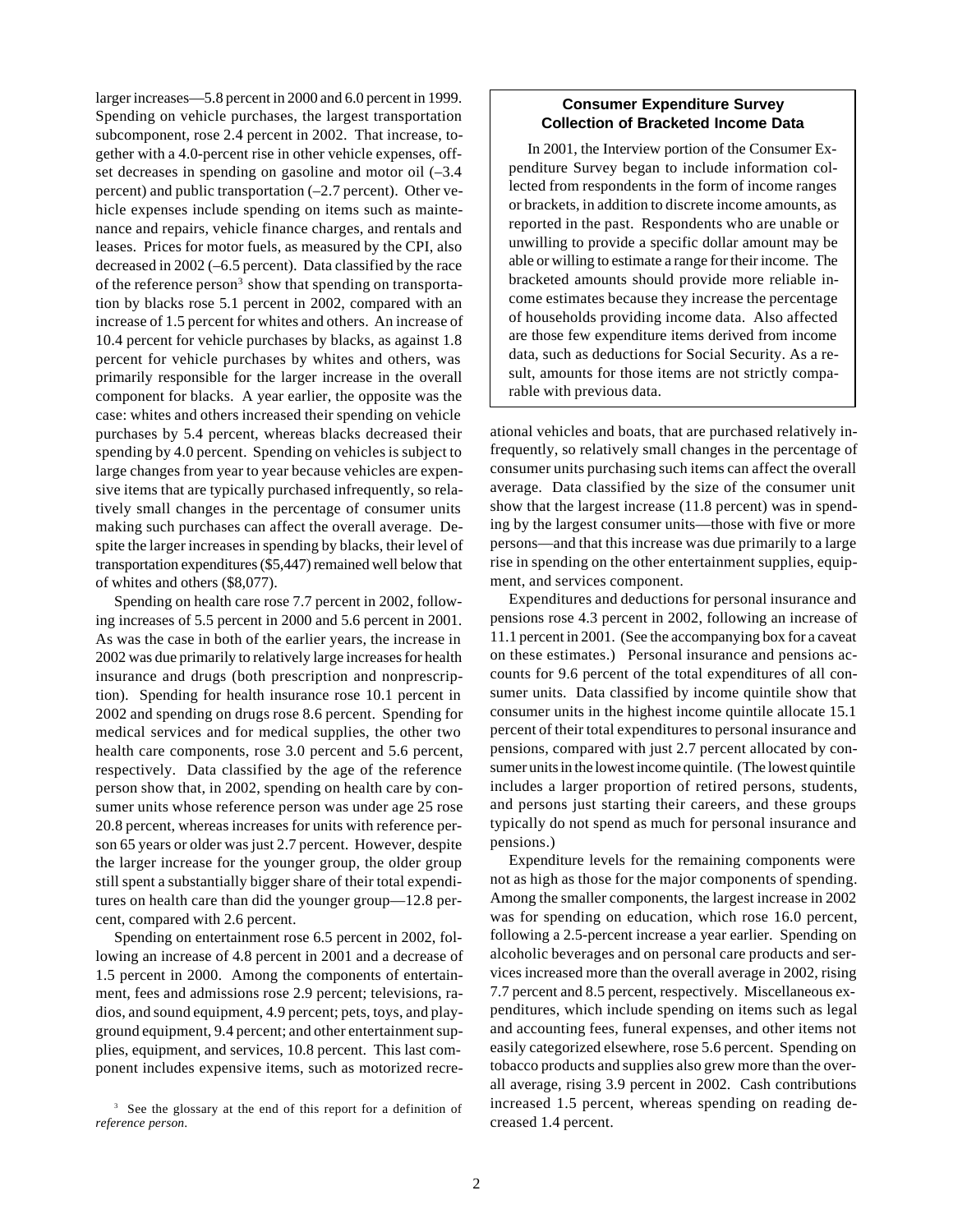larger increases—5.8 percent in 2000 and 6.0 percent in 1999. Spending on vehicle purchases, the largest transportation subcomponent, rose 2.4 percent in 2002. That increase, together with a 4.0-percent rise in other vehicle expenses, offset decreases in spending on gasoline and motor oil (–3.4 percent) and public transportation (–2.7 percent). Other vehicle expenses include spending on items such as maintenance and repairs, vehicle finance charges, and rentals and leases. Prices for motor fuels, as measured by the CPI, also decreased in 2002 (–6.5 percent). Data classified by the race of the reference person[3] show that spending on transportation by blacks rose 5.1 percent in 2002, compared with an increase of 1.5 percent for whites and others. An increase of 10.4 percent for vehicle purchases by blacks, as against 1.8 percent for vehicle purchases by whites and others, was primarily responsible for the larger increase in the overall component for blacks. A year earlier, the opposite was the case: whites and others increased their spending on vehicle purchases by 5.4 percent, whereas blacks decreased their spending by 4.0 percent. Spending on vehicles is subject to large changes from year to year because vehicles are expensive items that are typically purchased infrequently, so relatively small changes in the percentage of consumer units making such purchases can affect the overall average. Despite the larger increases in spending by blacks, their level of transportation expenditures ($5,447) remained well below that of whites and others ($8,077).

Spending on health care rose 7.7 percent in 2002, following increases of 5.5 percent in 2000 and 5.6 percent in 2001. As was the case in both of the earlier years, the increase in 2002 was due primarily to relatively large increases for health insurance and drugs (both prescription and nonprescription). Spending for health insurance rose 10.1 percent in 2002 and spending on drugs rose 8.6 percent. Spending for medical services and for medical supplies, the other two health care components, rose 3.0 percent and 5.6 percent, respectively. Data classified by the age of the reference person show that, in 2002, spending on health care by consumer units whose reference person was under age 25 rose 20.8 percent, whereas increases for units with reference person 65 years or older was just 2.7 percent. However, despite the larger increase for the younger group, the older group still spent a substantially bigger share of their total expenditures on health care than did the younger group—12.8 percent, compared with 2.6 percent.

Spending on entertainment rose 6.5 percent in 2002, following an increase of 4.8 percent in 2001 and a decrease of 1.5 percent in 2000. Among the components of entertainment, fees and admissions rose 2.9 percent; televisions, radios, and sound equipment, 4.9 percent; pets, toys, and playground equipment, 9.4 percent; and other entertainment supplies, equipment, and services, 10.8 percent. This last component includes expensive items, such as motorized recreational vehicles and boats, that are purchased relatively infrequently, so relatively small changes in the percentage of consumer units purchasing such items can affect the overall average. Data classified by the size of the consumer unit show that the largest increase (11.8 percent) was in spending by the largest consumer units—those with five or more persons—and that this increase was due primarily to a large rise in spending on the other entertainment supplies, equipment, and services component.

Expenditures and deductions for personal insurance and pensions rose 4.3 percent in 2002, following an increase of 11.1 percent in 2001. (See the accompanying box for a caveat on these estimates.) Personal insurance and pensions accounts for 9.6 percent of the total expenditures of all consumer units. Data classified by income quintile show that consumer units in the highest income quintile allocate 15.1 percent of their total expenditures to personal insurance and pensions, compared with just 2.7 percent allocated by consumer units in the lowest income quintile. (The lowest quintile includes a larger proportion of retired persons, students, and persons just starting their careers, and these groups typically do not spend as much for personal insurance and pensions.)

Expenditure levels for the remaining components were not as high as those for the major components of spending. Among the smaller components, the largest increase in 2002 was for spending on education, which rose 16.0 percent, following a 2.5-percent increase a year earlier. Spending on alcoholic beverages and on personal care products and services increased more than the overall average in 2002, rising 7.7 percent and 8.5 percent, respectively. Miscellaneous expenditures, which include spending on items such as legal and accounting fees, funeral expenses, and other items not easily categorized elsewhere, rose 5.6 percent. Spending on tobacco products and supplies also grew more than the overall average, rising 3.9 percent in 2002. Cash contributions increased 1.5 percent, whereas spending on reading decreased 1.4 percent.

> **Consumer Expenditure Survey Collection of Bracketed Income Data**
>
> In 2001, the Interview portion of the Consumer Expenditure Survey began to include information collected from respondents in the form of income ranges or brackets, in addition to discrete income amounts, as reported in the past. Respondents who are unable or unwilling to provide a specific dollar amount may be able or willing to estimate a range for their income. The bracketed amounts should provide more reliable income estimates because they increase the percentage of households providing income data. Also affected are those few expenditure items derived from income data, such as deductions for Social Security. As a result, amounts for those items are not strictly comparable with previous data.

[3] See the glossary at the end of this report for a definition of *reference person*.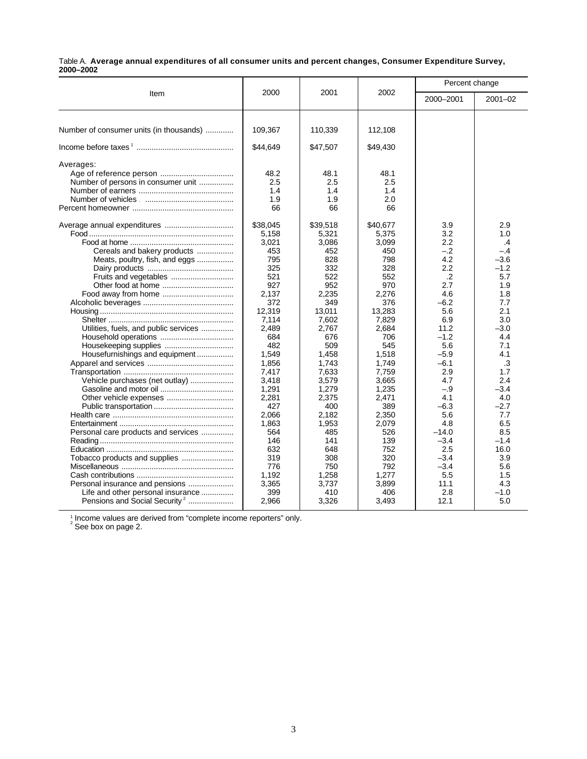Table A. **Average annual expenditures of all consumer units and percent changes, Consumer Expenditure Survey, 2000–2002**

| Item | 2000 | 2001 | 2002 | Percent change | |
|---|---|---|---|---|---|
| | | | | 2000–2001 | 2001–02 |
| Number of consumer units (in thousands) | 109,367 | 110,339 | 112,108 | | |
| Income before taxes [1] | $44,649 | $47,507 | $49,430 | | |
| Averages: | | | | | |
| Age of reference person | 48.2 | 48.1 | 48.1 | | |
| Number of persons in consumer unit | 2.5 | 2.5 | 2.5 | | |
| Number of earners | 1.4 | 1.4 | 1.4 | | |
| Number of vehicles | 1.9 | 1.9 | 2.0 | | |
| Percent homeowner | 66 | 66 | 66 | | |
| Average annual expenditures | $38,045 | $39,518 | $40,677 | 3.9 | 2.9 |
| Food | 5,158 | 5,321 | 5,375 | 3.2 | 1.0 |
| Food at home | 3,021 | 3,086 | 3,099 | 2.2 | .4 |
| Cereals and bakery products | 453 | 452 | 450 | –.2 | –.4 |
| Meats, poultry, fish, and eggs | 795 | 828 | 798 | 4.2 | –3.6 |
| Dairy products | 325 | 332 | 328 | 2.2 | –1.2 |
| Fruits and vegetables | 521 | 522 | 552 | .2 | 5.7 |
| Other food at home | 927 | 952 | 970 | 2.7 | 1.9 |
| Food away from home | 2,137 | 2,235 | 2,276 | 4.6 | 1.8 |
| Alcoholic beverages | 372 | 349 | 376 | –6.2 | 7.7 |
| Housing | 12,319 | 13,011 | 13,283 | 5.6 | 2.1 |
| Shelter | 7,114 | 7,602 | 7,829 | 6.9 | 3.0 |
| Utilities, fuels, and public services | 2,489 | 2,767 | 2,684 | 11.2 | –3.0 |
| Household operations | 684 | 676 | 706 | –1.2 | 4.4 |
| Housekeeping supplies | 482 | 509 | 545 | 5.6 | 7.1 |
| Housefurnishings and equipment | 1,549 | 1,458 | 1,518 | –5.9 | 4.1 |
| Apparel and services | 1,856 | 1,743 | 1,749 | –6.1 | .3 |
| Transportation | 7,417 | 7,633 | 7,759 | 2.9 | 1.7 |
| Vehicle purchases (net outlay) | 3,418 | 3,579 | 3,665 | 4.7 | 2.4 |
| Gasoline and motor oil | 1,291 | 1,279 | 1,235 | –.9 | –3.4 |
| Other vehicle expenses | 2,281 | 2,375 | 2,471 | 4.1 | 4.0 |
| Public transportation | 427 | 400 | 389 | –6.3 | –2.7 |
| Health care | 2,066 | 2,182 | 2,350 | 5.6 | 7.7 |
| Entertainment | 1,863 | 1,953 | 2,079 | 4.8 | 6.5 |
| Personal care products and services | 564 | 485 | 526 | –14.0 | 8.5 |
| Reading | 146 | 141 | 139 | –3.4 | –1.4 |
| Education | 632 | 648 | 752 | 2.5 | 16.0 |
| Tobacco products and supplies | 319 | 308 | 320 | –3.4 | 3.9 |
| Miscellaneous | 776 | 750 | 792 | –3.4 | 5.6 |
| Cash contributions | 1,192 | 1,258 | 1,277 | 5.5 | 1.5 |
| Personal insurance and pensions | 3,365 | 3,737 | 3,899 | 11.1 | 4.3 |
| Life and other personal insurance | 399 | 410 | 406 | 2.8 | –1.0 |
| Pensions and Social Security [2] | 2,966 | 3,326 | 3,493 | 12.1 | 5.0 |

[1] Income values are derived from "complete income reporters" only.
[2] See box on page 2.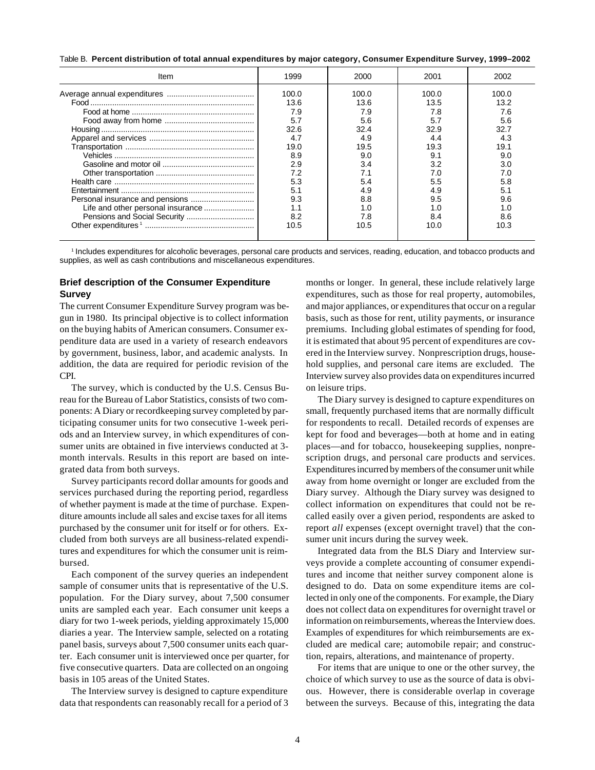Table B. **Percent distribution of total annual expenditures by major category, Consumer Expenditure Survey, 1999–2002**

| Item | 1999 | 2000 | 2001 | 2002 |
|---|---|---|---|---|
| Average annual expenditures | 100.0 | 100.0 | 100.0 | 100.0 |
| Food | 13.6 | 13.6 | 13.5 | 13.2 |
| Food at home | 7.9 | 7.9 | 7.8 | 7.6 |
| Food away from home | 5.7 | 5.6 | 5.7 | 5.6 |
| Housing | 32.6 | 32.4 | 32.9 | 32.7 |
| Apparel and services | 4.7 | 4.9 | 4.4 | 4.3 |
| Transportation | 19.0 | 19.5 | 19.3 | 19.1 |
| Vehicles | 8.9 | 9.0 | 9.1 | 9.0 |
| Gasoline and motor oil | 2.9 | 3.4 | 3.2 | 3.0 |
| Other transportation | 7.2 | 7.1 | 7.0 | 7.0 |
| Health care | 5.3 | 5.4 | 5.5 | 5.8 |
| Entertainment | 5.1 | 4.9 | 4.9 | 5.1 |
| Personal insurance and pensions | 9.3 | 8.8 | 9.5 | 9.6 |
| Life and other personal insurance | 1.1 | 1.0 | 1.0 | 1.0 |
| Pensions and Social Security | 8.2 | 7.8 | 8.4 | 8.6 |
| Other expenditures [1] | 10.5 | 10.5 | 10.0 | 10.3 |

[1] Includes expenditures for alcoholic beverages, personal care products and services, reading, education, and tobacco products and supplies, as well as cash contributions and miscellaneous expenditures.

### Brief description of the Consumer Expenditure Survey

The current Consumer Expenditure Survey program was begun in 1980. Its principal objective is to collect information on the buying habits of American consumers. Consumer expenditure data are used in a variety of research endeavors by government, business, labor, and academic analysts. In addition, the data are required for periodic revision of the CPI.

The survey, which is conducted by the U.S. Census Bureau for the Bureau of Labor Statistics, consists of two components: A Diary or recordkeeping survey completed by participating consumer units for two consecutive 1-week periods and an Interview survey, in which expenditures of consumer units are obtained in five interviews conducted at 3-month intervals. Results in this report are based on integrated data from both surveys.

Survey participants record dollar amounts for goods and services purchased during the reporting period, regardless of whether payment is made at the time of purchase. Expenditure amounts include all sales and excise taxes for all items purchased by the consumer unit for itself or for others. Excluded from both surveys are all business-related expenditures and expenditures for which the consumer unit is reimbursed.

Each component of the survey queries an independent sample of consumer units that is representative of the U.S. population. For the Diary survey, about 7,500 consumer units are sampled each year. Each consumer unit keeps a diary for two 1-week periods, yielding approximately 15,000 diaries a year. The Interview sample, selected on a rotating panel basis, surveys about 7,500 consumer units each quarter. Each consumer unit is interviewed once per quarter, for five consecutive quarters. Data are collected on an ongoing basis in 105 areas of the United States.

The Interview survey is designed to capture expenditure data that respondents can reasonably recall for a period of 3 months or longer. In general, these include relatively large expenditures, such as those for real property, automobiles, and major appliances, or expenditures that occur on a regular basis, such as those for rent, utility payments, or insurance premiums. Including global estimates of spending for food, it is estimated that about 95 percent of expenditures are covered in the Interview survey. Nonprescription drugs, household supplies, and personal care items are excluded. The Interview survey also provides data on expenditures incurred on leisure trips.

The Diary survey is designed to capture expenditures on small, frequently purchased items that are normally difficult for respondents to recall. Detailed records of expenses are kept for food and beverages—both at home and in eating places—and for tobacco, housekeeping supplies, nonprescription drugs, and personal care products and services. Expenditures incurred by members of the consumer unit while away from home overnight or longer are excluded from the Diary survey. Although the Diary survey was designed to collect information on expenditures that could not be recalled easily over a given period, respondents are asked to report *all* expenses (except overnight travel) that the consumer unit incurs during the survey week.

Integrated data from the BLS Diary and Interview surveys provide a complete accounting of consumer expenditures and income that neither survey component alone is designed to do. Data on some expenditure items are collected in only one of the components. For example, the Diary does not collect data on expenditures for overnight travel or information on reimbursements, whereas the Interview does. Examples of expenditures for which reimbursements are excluded are medical care; automobile repair; and construction, repairs, alterations, and maintenance of property.

For items that are unique to one or the other survey, the choice of which survey to use as the source of data is obvious. However, there is considerable overlap in coverage between the surveys. Because of this, integrating the data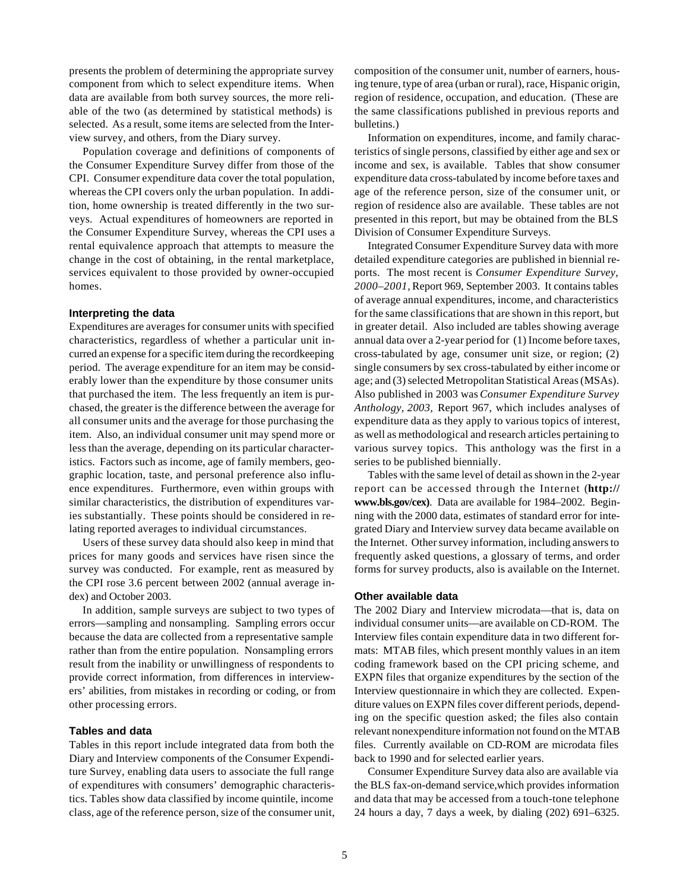presents the problem of determining the appropriate survey component from which to select expenditure items. When data are available from both survey sources, the more reliable of the two (as determined by statistical methods) is selected. As a result, some items are selected from the Interview survey, and others, from the Diary survey.

Population coverage and definitions of components of the Consumer Expenditure Survey differ from those of the CPI. Consumer expenditure data cover the total population, whereas the CPI covers only the urban population. In addition, home ownership is treated differently in the two surveys. Actual expenditures of homeowners are reported in the Consumer Expenditure Survey, whereas the CPI uses a rental equivalence approach that attempts to measure the change in the cost of obtaining, in the rental marketplace, services equivalent to those provided by owner-occupied homes.

### Interpreting the data

Expenditures are averages for consumer units with specified characteristics, regardless of whether a particular unit incurred an expense for a specific item during the recordkeeping period. The average expenditure for an item may be considerably lower than the expenditure by those consumer units that purchased the item. The less frequently an item is purchased, the greater is the difference between the average for all consumer units and the average for those purchasing the item. Also, an individual consumer unit may spend more or less than the average, depending on its particular characteristics. Factors such as income, age of family members, geographic location, taste, and personal preference also influence expenditures. Furthermore, even within groups with similar characteristics, the distribution of expenditures varies substantially. These points should be considered in relating reported averages to individual circumstances.

Users of these survey data should also keep in mind that prices for many goods and services have risen since the survey was conducted. For example, rent as measured by the CPI rose 3.6 percent between 2002 (annual average index) and October 2003.

In addition, sample surveys are subject to two types of errors—sampling and nonsampling. Sampling errors occur because the data are collected from a representative sample rather than from the entire population. Nonsampling errors result from the inability or unwillingness of respondents to provide correct information, from differences in interviewers' abilities, from mistakes in recording or coding, or from other processing errors.

### Tables and data

Tables in this report include integrated data from both the Diary and Interview components of the Consumer Expenditure Survey, enabling data users to associate the full range of expenditures with consumers' demographic characteristics. Tables show data classified by income quintile, income class, age of the reference person, size of the consumer unit, composition of the consumer unit, number of earners, housing tenure, type of area (urban or rural), race, Hispanic origin, region of residence, occupation, and education. (These are the same classifications published in previous reports and bulletins.)

Information on expenditures, income, and family characteristics of single persons, classified by either age and sex or income and sex, is available. Tables that show consumer expenditure data cross-tabulated by income before taxes and age of the reference person, size of the consumer unit, or region of residence also are available. These tables are not presented in this report, but may be obtained from the BLS Division of Consumer Expenditure Surveys.

Integrated Consumer Expenditure Survey data with more detailed expenditure categories are published in biennial reports. The most recent is *Consumer Expenditure Survey, 2000–2001,* Report 969, September 2003. It contains tables of average annual expenditures, income, and characteristics for the same classifications that are shown in this report, but in greater detail. Also included are tables showing average annual data over a 2-year period for (1) Income before taxes, cross-tabulated by age, consumer unit size, or region; (2) single consumers by sex cross-tabulated by either income or age; and (3) selected Metropolitan Statistical Areas (MSAs). Also published in 2003 was *Consumer Expenditure Survey Anthology, 2003,* Report 967, which includes analyses of expenditure data as they apply to various topics of interest, as well as methodological and research articles pertaining to various survey topics. This anthology was the first in a series to be published biennially.

Tables with the same level of detail as shown in the 2-year report can be accessed through the Internet (**http://www.bls.gov/cex**). Data are available for 1984–2002. Beginning with the 2000 data, estimates of standard error for integrated Diary and Interview survey data became available on the Internet. Other survey information, including answers to frequently asked questions, a glossary of terms, and order forms for survey products, also is available on the Internet.

### Other available data

The 2002 Diary and Interview microdata—that is, data on individual consumer units—are available on CD-ROM. The Interview files contain expenditure data in two different formats: MTAB files, which present monthly values in an item coding framework based on the CPI pricing scheme, and EXPN files that organize expenditures by the section of the Interview questionnaire in which they are collected. Expenditure values on EXPN files cover different periods, depending on the specific question asked; the files also contain relevant nonexpenditure information not found on the MTAB files. Currently available on CD-ROM are microdata files back to 1990 and for selected earlier years.

Consumer Expenditure Survey data also are available via the BLS fax-on-demand service,which provides information and data that may be accessed from a touch-tone telephone 24 hours a day, 7 days a week, by dialing (202) 691–6325.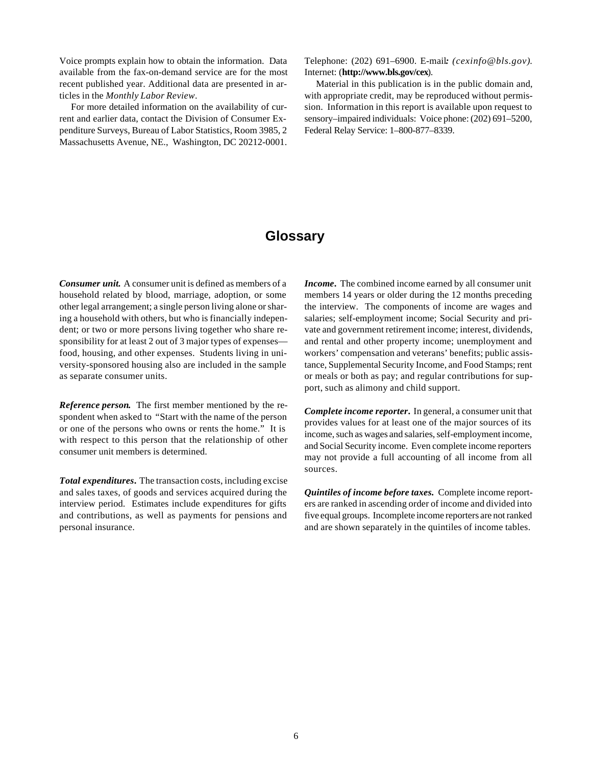Voice prompts explain how to obtain the information. Data available from the fax-on-demand service are for the most recent published year. Additional data are presented in articles in the *Monthly Labor Review*.

For more detailed information on the availability of current and earlier data, contact the Division of Consumer Expenditure Surveys, Bureau of Labor Statistics, Room 3985, 2 Massachusetts Avenue, NE., Washington, DC 20212-0001. Telephone: (202) 691–6900. E-mail: *(cexinfo@bls.gov).* Internet: (**http://www.bls.gov/cex**).

Material in this publication is in the public domain and, with appropriate credit, may be reproduced without permission. Information in this report is available upon request to sensory–impaired individuals: Voice phone: (202) 691–5200, Federal Relay Service: 1–800-877–8339.

## Glossary

***Consumer unit.*** A consumer unit is defined as members of a household related by blood, marriage, adoption, or some other legal arrangement; a single person living alone or sharing a household with others, but who is financially independent; or two or more persons living together who share responsibility for at least 2 out of 3 major types of expenses—food, housing, and other expenses. Students living in university-sponsored housing also are included in the sample as separate consumer units.

***Reference person.*** The first member mentioned by the respondent when asked to "Start with the name of the person or one of the persons who owns or rents the home." It is with respect to this person that the relationship of other consumer unit members is determined.

***Total expenditures*****.** The transaction costs, including excise and sales taxes, of goods and services acquired during the interview period. Estimates include expenditures for gifts and contributions, as well as payments for pensions and personal insurance.

***Income*****.** The combined income earned by all consumer unit members 14 years or older during the 12 months preceding the interview. The components of income are wages and salaries; self-employment income; Social Security and private and government retirement income; interest, dividends, and rental and other property income; unemployment and workers' compensation and veterans' benefits; public assistance, Supplemental Security Income, and Food Stamps; rent or meals or both as pay; and regular contributions for support, such as alimony and child support.

***Complete income reporter*****.** In general, a consumer unit that provides values for at least one of the major sources of its income, such as wages and salaries, self-employment income, and Social Security income. Even complete income reporters may not provide a full accounting of all income from all sources.

***Quintiles of income before taxes.*** Complete income reporters are ranked in ascending order of income and divided into five equal groups. Incomplete income reporters are not ranked and are shown separately in the quintiles of income tables.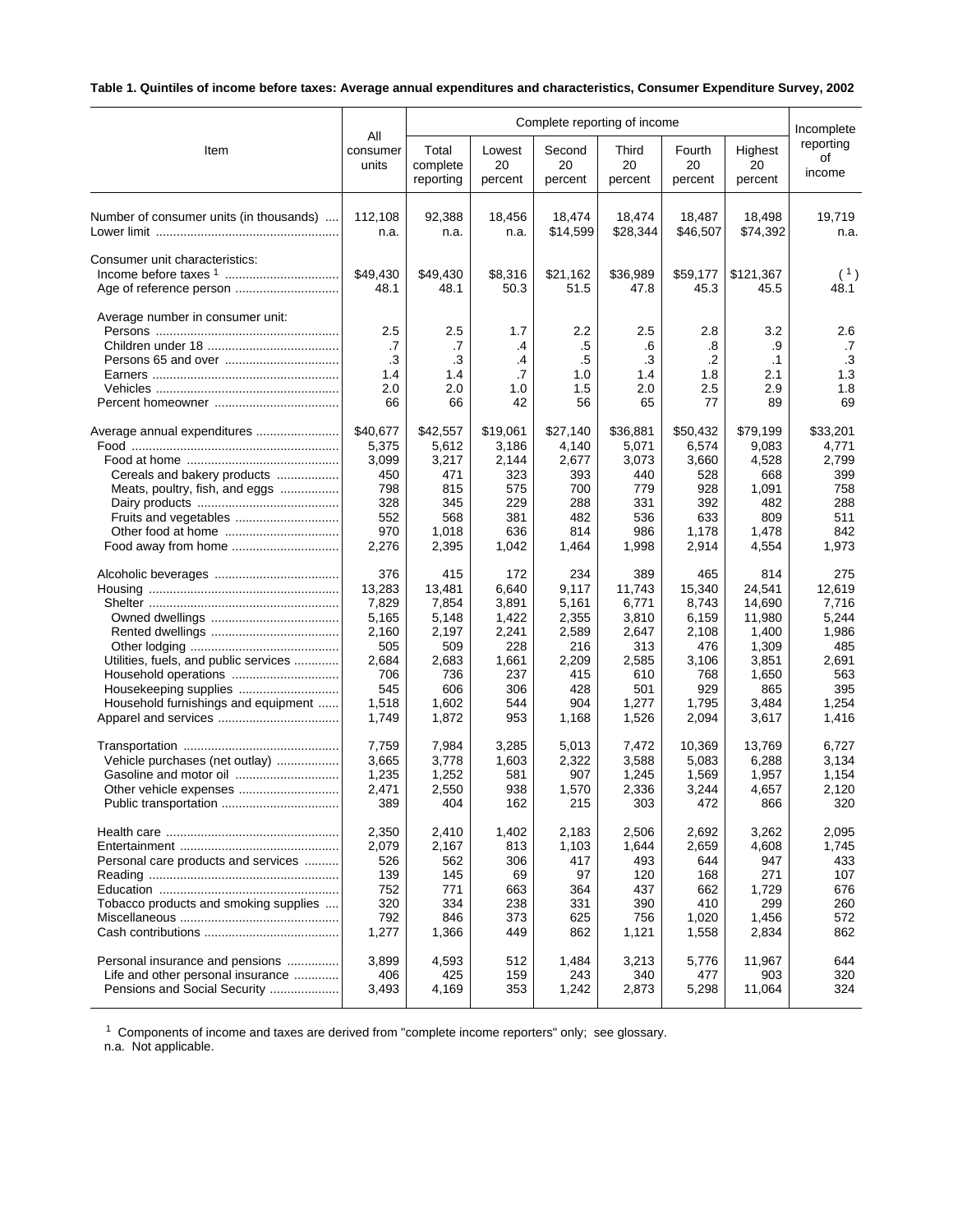**Table 1. Quintiles of income before taxes: Average annual expenditures and characteristics, Consumer Expenditure Survey, 2002**

| Item | All consumer units | Complete reporting of income | | | | | | Incomplete reporting of income |
|---|---|---|---|---|---|---|---|---|
| | | Total complete reporting | Lowest 20 percent | Second 20 percent | Third 20 percent | Fourth 20 percent | Highest 20 percent | |
| Number of consumer units (in thousands) | 112,108 | 92,388 | 18,456 | 18,474 | 18,474 | 18,487 | 18,498 | 19,719 |
| Lower limit | n.a. | n.a. | n.a. | $14,599 | $28,344 | $46,507 | $74,392 | n.a. |
| Consumer unit characteristics: | | | | | | | | |
| Income before taxes [1] | $49,430 | $49,430 | $8,316 | $21,162 | $36,989 | $59,177 | $121,367 | ([1]) |
| Age of reference person | 48.1 | 48.1 | 50.3 | 51.5 | 47.8 | 45.3 | 45.5 | 48.1 |
| Average number in consumer unit: | | | | | | | | |
| Persons | 2.5 | 2.5 | 1.7 | 2.2 | 2.5 | 2.8 | 3.2 | 2.6 |
| Children under 18 | .7 | .7 | .4 | .5 | .6 | .8 | .9 | .7 |
| Persons 65 and over | .3 | .3 | .4 | .5 | .3 | .2 | .1 | .3 |
| Earners | 1.4 | 1.4 | .7 | 1.0 | 1.4 | 1.8 | 2.1 | 1.3 |
| Vehicles | 2.0 | 2.0 | 1.0 | 1.5 | 2.0 | 2.5 | 2.9 | 1.8 |
| Percent homeowner | 66 | 66 | 42 | 56 | 65 | 77 | 89 | 69 |
| Average annual expenditures | $40,677 | $42,557 | $19,061 | $27,140 | $36,881 | $50,432 | $79,199 | $33,201 |
| Food | 5,375 | 5,612 | 3,186 | 4,140 | 5,071 | 6,574 | 9,083 | 4,771 |
| Food at home | 3,099 | 3,217 | 2,144 | 2,677 | 3,073 | 3,660 | 4,528 | 2,799 |
| Cereals and bakery products | 450 | 471 | 323 | 393 | 440 | 528 | 668 | 399 |
| Meats, poultry, fish, and eggs | 798 | 815 | 575 | 700 | 779 | 928 | 1,091 | 758 |
| Dairy products | 328 | 345 | 229 | 288 | 331 | 392 | 482 | 288 |
| Fruits and vegetables | 552 | 568 | 381 | 482 | 536 | 633 | 809 | 511 |
| Other food at home | 970 | 1,018 | 636 | 814 | 986 | 1,178 | 1,478 | 842 |
| Food away from home | 2,276 | 2,395 | 1,042 | 1,464 | 1,998 | 2,914 | 4,554 | 1,973 |
| Alcoholic beverages | 376 | 415 | 172 | 234 | 389 | 465 | 814 | 275 |
| Housing | 13,283 | 13,481 | 6,640 | 9,117 | 11,743 | 15,340 | 24,541 | 12,619 |
| Shelter | 7,829 | 7,854 | 3,891 | 5,161 | 6,771 | 8,743 | 14,690 | 7,716 |
| Owned dwellings | 5,165 | 5,148 | 1,422 | 2,355 | 3,810 | 6,159 | 11,980 | 5,244 |
| Rented dwellings | 2,160 | 2,197 | 2,241 | 2,589 | 2,647 | 2,108 | 1,400 | 1,986 |
| Other lodging | 505 | 509 | 228 | 216 | 313 | 476 | 1,309 | 485 |
| Utilities, fuels, and public services | 2,684 | 2,683 | 1,661 | 2,209 | 2,585 | 3,106 | 3,851 | 2,691 |
| Household operations | 706 | 736 | 237 | 415 | 610 | 768 | 1,650 | 563 |
| Housekeeping supplies | 545 | 606 | 306 | 428 | 501 | 929 | 865 | 395 |
| Household furnishings and equipment | 1,518 | 1,602 | 544 | 904 | 1,277 | 1,795 | 3,484 | 1,254 |
| Apparel and services | 1,749 | 1,872 | 953 | 1,168 | 1,526 | 2,094 | 3,617 | 1,416 |
| Transportation | 7,759 | 7,984 | 3,285 | 5,013 | 7,472 | 10,369 | 13,769 | 6,727 |
| Vehicle purchases (net outlay) | 3,665 | 3,778 | 1,603 | 2,322 | 3,588 | 5,083 | 6,288 | 3,134 |
| Gasoline and motor oil | 1,235 | 1,252 | 581 | 907 | 1,245 | 1,569 | 1,957 | 1,154 |
| Other vehicle expenses | 2,471 | 2,550 | 938 | 1,570 | 2,336 | 3,244 | 4,657 | 2,120 |
| Public transportation | 389 | 404 | 162 | 215 | 303 | 472 | 866 | 320 |
| Health care | 2,350 | 2,410 | 1,402 | 2,183 | 2,506 | 2,692 | 3,262 | 2,095 |
| Entertainment | 2,079 | 2,167 | 813 | 1,103 | 1,644 | 2,659 | 4,608 | 1,745 |
| Personal care products and services | 526 | 562 | 306 | 417 | 493 | 644 | 947 | 433 |
| Reading | 139 | 145 | 69 | 97 | 120 | 168 | 271 | 107 |
| Education | 752 | 771 | 663 | 364 | 437 | 662 | 1,729 | 676 |
| Tobacco products and smoking supplies | 320 | 334 | 238 | 331 | 390 | 410 | 299 | 260 |
| Miscellaneous | 792 | 846 | 373 | 625 | 756 | 1,020 | 1,456 | 572 |
| Cash contributions | 1,277 | 1,366 | 449 | 862 | 1,121 | 1,558 | 2,834 | 862 |
| Personal insurance and pensions | 3,899 | 4,593 | 512 | 1,484 | 3,213 | 5,776 | 11,967 | 644 |
| Life and other personal insurance | 406 | 425 | 159 | 243 | 340 | 477 | 903 | 320 |
| Pensions and Social Security | 3,493 | 4,169 | 353 | 1,242 | 2,873 | 5,298 | 11,064 | 324 |

[1] Components of income and taxes are derived from "complete income reporters" only; see glossary.
n.a. Not applicable.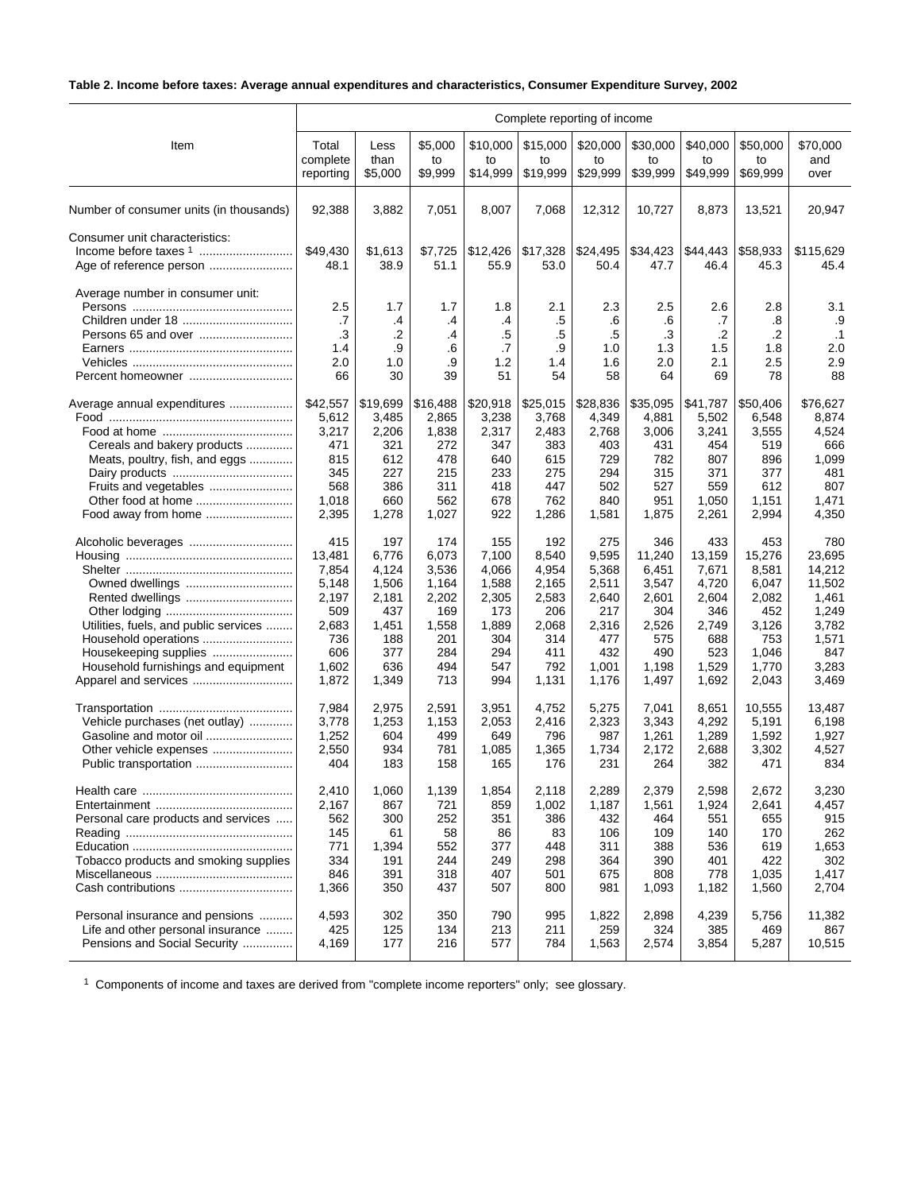**Table 2. Income before taxes: Average annual expenditures and characteristics, Consumer Expenditure Survey, 2002**

| Item | Complete reporting of income | | | | | | | | | |
|---|---|---|---|---|---|---|---|---|---|---|
| | Total complete reporting | Less than $5,000 | $5,000 to $9,999 | $10,000 to $14,999 | $15,000 to $19,999 | $20,000 to $29,999 | $30,000 to $39,999 | $40,000 to $49,999 | $50,000 to $69,999 | $70,000 and over |
| Number of consumer units (in thousands) | 92,388 | 3,882 | 7,051 | 8,007 | 7,068 | 12,312 | 10,727 | 8,873 | 13,521 | 20,947 |
| Consumer unit characteristics: | | | | | | | | | | |
| Income before taxes [1] | $49,430 | $1,613 | $7,725 | $12,426 | $17,328 | $24,495 | $34,423 | $44,443 | $58,933 | $115,629 |
| Age of reference person | 48.1 | 38.9 | 51.1 | 55.9 | 53.0 | 50.4 | 47.7 | 46.4 | 45.3 | 45.4 |
| Average number in consumer unit: | | | | | | | | | | |
| Persons | 2.5 | 1.7 | 1.7 | 1.8 | 2.1 | 2.3 | 2.5 | 2.6 | 2.8 | 3.1 |
| Children under 18 | .7 | .4 | .4 | .4 | .5 | .6 | .6 | .7 | .8 | .9 |
| Persons 65 and over | .3 | .2 | .4 | .5 | .5 | .5 | .3 | .2 | .2 | .1 |
| Earners | 1.4 | .9 | .6 | .7 | .9 | 1.0 | 1.3 | 1.5 | 1.8 | 2.0 |
| Vehicles | 2.0 | 1.0 | .9 | 1.2 | 1.4 | 1.6 | 2.0 | 2.1 | 2.5 | 2.9 |
| Percent homeowner | 66 | 30 | 39 | 51 | 54 | 58 | 64 | 69 | 78 | 88 |
| Average annual expenditures | $42,557 | $19,699 | $16,488 | $20,918 | $25,015 | $28,836 | $35,095 | $41,787 | $50,406 | $76,627 |
| Food | 5,612 | 3,485 | 2,865 | 3,238 | 3,768 | 4,349 | 4,881 | 5,502 | 6,548 | 8,874 |
| Food at home | 3,217 | 2,206 | 1,838 | 2,317 | 2,483 | 2,768 | 3,006 | 3,241 | 3,555 | 4,524 |
| Cereals and bakery products | 471 | 321 | 272 | 347 | 383 | 403 | 431 | 454 | 519 | 666 |
| Meats, poultry, fish, and eggs | 815 | 612 | 478 | 640 | 615 | 729 | 782 | 807 | 896 | 1,099 |
| Dairy products | 345 | 227 | 215 | 233 | 275 | 294 | 315 | 371 | 377 | 481 |
| Fruits and vegetables | 568 | 386 | 311 | 418 | 447 | 502 | 527 | 559 | 612 | 807 |
| Other food at home | 1,018 | 660 | 562 | 678 | 762 | 840 | 951 | 1,050 | 1,151 | 1,471 |
| Food away from home | 2,395 | 1,278 | 1,027 | 922 | 1,286 | 1,581 | 1,875 | 2,261 | 2,994 | 4,350 |
| Alcoholic beverages | 415 | 197 | 174 | 155 | 192 | 275 | 346 | 433 | 453 | 780 |
| Housing | 13,481 | 6,776 | 6,073 | 7,100 | 8,540 | 9,595 | 11,240 | 13,159 | 15,276 | 23,695 |
| Shelter | 7,854 | 4,124 | 3,536 | 4,066 | 4,954 | 5,368 | 6,451 | 7,671 | 8,581 | 14,212 |
| Owned dwellings | 5,148 | 1,506 | 1,164 | 1,588 | 2,165 | 2,511 | 3,547 | 4,720 | 6,047 | 11,502 |
| Rented dwellings | 2,197 | 2,181 | 2,202 | 2,305 | 2,583 | 2,640 | 2,601 | 2,604 | 2,082 | 1,461 |
| Other lodging | 509 | 437 | 169 | 173 | 206 | 217 | 304 | 346 | 452 | 1,249 |
| Utilities, fuels, and public services | 2,683 | 1,451 | 1,558 | 1,889 | 2,068 | 2,316 | 2,526 | 2,749 | 3,126 | 3,782 |
| Household operations | 736 | 188 | 201 | 304 | 314 | 477 | 575 | 688 | 753 | 1,571 |
| Housekeeping supplies | 606 | 377 | 284 | 294 | 411 | 432 | 490 | 523 | 1,046 | 847 |
| Household furnishings and equipment | 1,602 | 636 | 494 | 547 | 792 | 1,001 | 1,198 | 1,529 | 1,770 | 3,283 |
| Apparel and services | 1,872 | 1,349 | 713 | 994 | 1,131 | 1,176 | 1,497 | 1,692 | 2,043 | 3,469 |
| Transportation | 7,984 | 2,975 | 2,591 | 3,951 | 4,752 | 5,275 | 7,041 | 8,651 | 10,555 | 13,487 |
| Vehicle purchases (net outlay) | 3,778 | 1,253 | 1,153 | 2,053 | 2,416 | 2,323 | 3,343 | 4,292 | 5,191 | 6,198 |
| Gasoline and motor oil | 1,252 | 604 | 499 | 649 | 796 | 987 | 1,261 | 1,289 | 1,592 | 1,927 |
| Other vehicle expenses | 2,550 | 934 | 781 | 1,085 | 1,365 | 1,734 | 2,172 | 2,688 | 3,302 | 4,527 |
| Public transportation | 404 | 183 | 158 | 165 | 176 | 231 | 264 | 382 | 471 | 834 |
| Health care | 2,410 | 1,060 | 1,139 | 1,854 | 2,118 | 2,289 | 2,379 | 2,598 | 2,672 | 3,230 |
| Entertainment | 2,167 | 867 | 721 | 859 | 1,002 | 1,187 | 1,561 | 1,924 | 2,641 | 4,457 |
| Personal care products and services | 562 | 300 | 252 | 351 | 386 | 432 | 464 | 551 | 655 | 915 |
| Reading | 145 | 61 | 58 | 86 | 83 | 106 | 109 | 140 | 170 | 262 |
| Education | 771 | 1,394 | 552 | 377 | 448 | 311 | 388 | 536 | 619 | 1,653 |
| Tobacco products and smoking supplies | 334 | 191 | 244 | 249 | 298 | 364 | 390 | 401 | 422 | 302 |
| Miscellaneous | 846 | 391 | 318 | 407 | 501 | 675 | 808 | 778 | 1,035 | 1,417 |
| Cash contributions | 1,366 | 350 | 437 | 507 | 800 | 981 | 1,093 | 1,182 | 1,560 | 2,704 |
| Personal insurance and pensions | 4,593 | 302 | 350 | 790 | 995 | 1,822 | 2,898 | 4,239 | 5,756 | 11,382 |
| Life and other personal insurance | 425 | 125 | 134 | 213 | 211 | 259 | 324 | 385 | 469 | 867 |
| Pensions and Social Security | 4,169 | 177 | 216 | 577 | 784 | 1,563 | 2,574 | 3,854 | 5,287 | 10,515 |

[1] Components of income and taxes are derived from "complete income reporters" only; see glossary.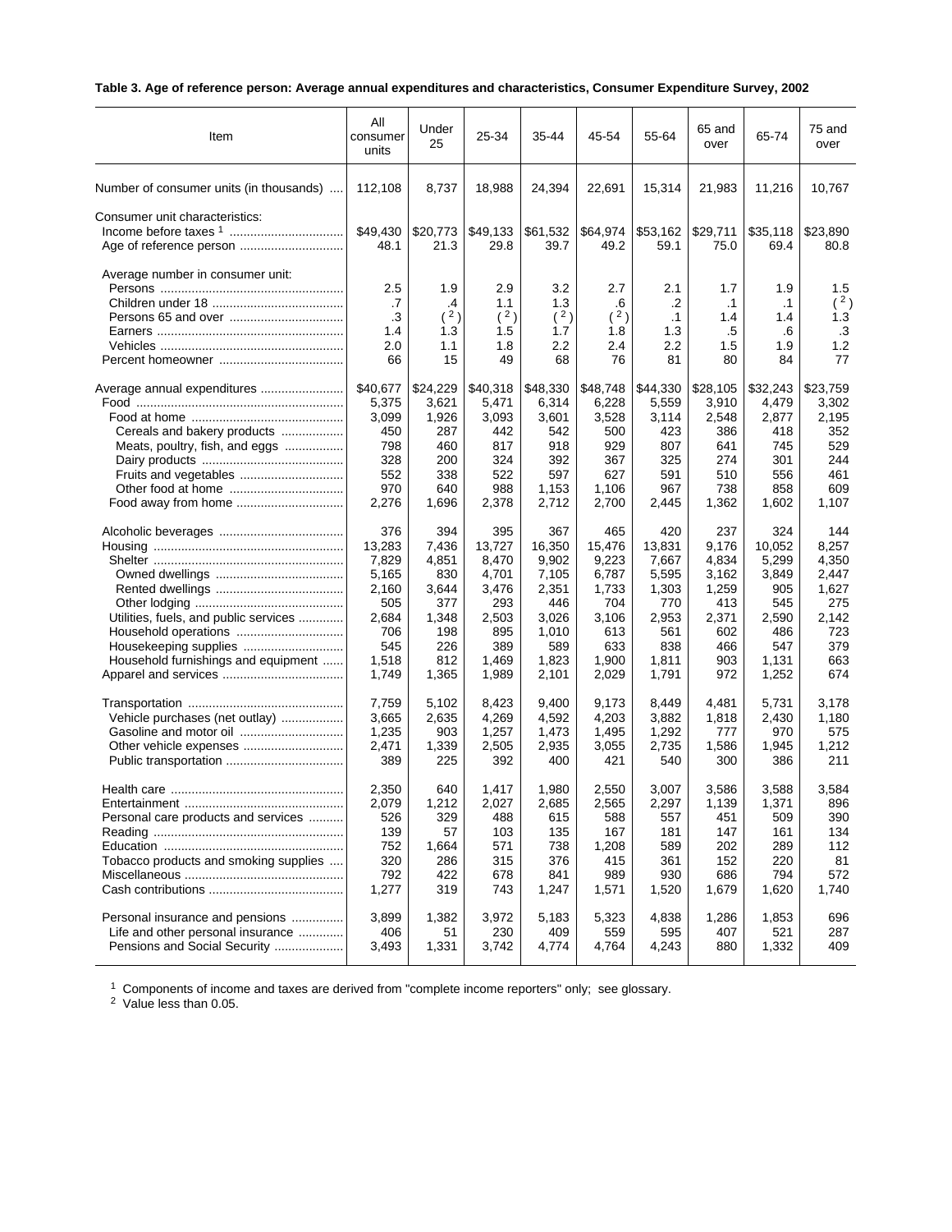**Table 3. Age of reference person: Average annual expenditures and characteristics, Consumer Expenditure Survey, 2002**

| Item | All consumer units | Under 25 | 25-34 | 35-44 | 45-54 | 55-64 | 65 and over | 65-74 | 75 and over |
|---|---|---|---|---|---|---|---|---|---|
| Number of consumer units (in thousands) | 112,108 | 8,737 | 18,988 | 24,394 | 22,691 | 15,314 | 21,983 | 11,216 | 10,767 |
| Consumer unit characteristics: | | | | | | | | | |
| Income before taxes [1] | $49,430 | $20,773 | $49,133 | $61,532 | $64,974 | $53,162 | $29,711 | $35,118 | $23,890 |
| Age of reference person | 48.1 | 21.3 | 29.8 | 39.7 | 49.2 | 59.1 | 75.0 | 69.4 | 80.8 |
| Average number in consumer unit: | | | | | | | | | |
| Persons | 2.5 | 1.9 | 2.9 | 3.2 | 2.7 | 2.1 | 1.7 | 1.9 | 1.5 |
| Children under 18 | .7 | .4 | 1.1 | 1.3 | .6 | .2 | .1 | .1 | ( [2] ) |
| Persons 65 and over | .3 | ( [2] ) | ( [2] ) | ( [2] ) | ( [2] ) | .1 | 1.4 | 1.4 | 1.3 |
| Earners | 1.4 | 1.3 | 1.5 | 1.7 | 1.8 | 1.3 | .5 | .6 | .3 |
| Vehicles | 2.0 | 1.1 | 1.8 | 2.2 | 2.4 | 2.2 | 1.5 | 1.9 | 1.2 |
| Percent homeowner | 66 | 15 | 49 | 68 | 76 | 81 | 80 | 84 | 77 |
| Average annual expenditures | $40,677 | $24,229 | $40,318 | $48,330 | $48,748 | $44,330 | $28,105 | $32,243 | $23,759 |
| Food | 5,375 | 3,621 | 5,471 | 6,314 | 6,228 | 5,559 | 3,910 | 4,479 | 3,302 |
| Food at home | 3,099 | 1,926 | 3,093 | 3,601 | 3,528 | 3,114 | 2,548 | 2,877 | 2,195 |
| Cereals and bakery products | 450 | 287 | 442 | 542 | 500 | 423 | 386 | 418 | 352 |
| Meats, poultry, fish, and eggs | 798 | 460 | 817 | 918 | 929 | 807 | 641 | 745 | 529 |
| Dairy products | 328 | 200 | 324 | 392 | 367 | 325 | 274 | 301 | 244 |
| Fruits and vegetables | 552 | 338 | 522 | 597 | 627 | 591 | 510 | 556 | 461 |
| Other food at home | 970 | 640 | 988 | 1,153 | 1,106 | 967 | 738 | 858 | 609 |
| Food away from home | 2,276 | 1,696 | 2,378 | 2,712 | 2,700 | 2,445 | 1,362 | 1,602 | 1,107 |
| Alcoholic beverages | 376 | 394 | 395 | 367 | 465 | 420 | 237 | 324 | 144 |
| Housing | 13,283 | 7,436 | 13,727 | 16,350 | 15,476 | 13,831 | 9,176 | 10,052 | 8,257 |
| Shelter | 7,829 | 4,851 | 8,470 | 9,902 | 9,223 | 7,667 | 4,834 | 5,299 | 4,350 |
| Owned dwellings | 5,165 | 830 | 4,701 | 7,105 | 6,787 | 5,595 | 3,162 | 3,849 | 2,447 |
| Rented dwellings | 2,160 | 3,644 | 3,476 | 2,351 | 1,733 | 1,303 | 1,259 | 905 | 1,627 |
| Other lodging | 505 | 377 | 293 | 446 | 704 | 770 | 413 | 545 | 275 |
| Utilities, fuels, and public services | 2,684 | 1,348 | 2,503 | 3,026 | 3,106 | 2,953 | 2,371 | 2,590 | 2,142 |
| Household operations | 706 | 198 | 895 | 1,010 | 613 | 561 | 602 | 486 | 723 |
| Housekeeping supplies | 545 | 226 | 389 | 589 | 633 | 838 | 466 | 547 | 379 |
| Household furnishings and equipment | 1,518 | 812 | 1,469 | 1,823 | 1,900 | 1,811 | 903 | 1,131 | 663 |
| Apparel and services | 1,749 | 1,365 | 1,989 | 2,101 | 2,029 | 1,791 | 972 | 1,252 | 674 |
| Transportation | 7,759 | 5,102 | 8,423 | 9,400 | 9,173 | 8,449 | 4,481 | 5,731 | 3,178 |
| Vehicle purchases (net outlay) | 3,665 | 2,635 | 4,269 | 4,592 | 4,203 | 3,882 | 1,818 | 2,430 | 1,180 |
| Gasoline and motor oil | 1,235 | 903 | 1,257 | 1,473 | 1,495 | 1,292 | 777 | 970 | 575 |
| Other vehicle expenses | 2,471 | 1,339 | 2,505 | 2,935 | 3,055 | 2,735 | 1,586 | 1,945 | 1,212 |
| Public transportation | 389 | 225 | 392 | 400 | 421 | 540 | 300 | 386 | 211 |
| Health care | 2,350 | 640 | 1,417 | 1,980 | 2,550 | 3,007 | 3,586 | 3,588 | 3,584 |
| Entertainment | 2,079 | 1,212 | 2,027 | 2,685 | 2,565 | 2,297 | 1,139 | 1,371 | 896 |
| Personal care products and services | 526 | 329 | 488 | 615 | 588 | 557 | 451 | 509 | 390 |
| Reading | 139 | 57 | 103 | 135 | 167 | 181 | 147 | 161 | 134 |
| Education | 752 | 1,664 | 571 | 738 | 1,208 | 589 | 202 | 289 | 112 |
| Tobacco products and smoking supplies | 320 | 286 | 315 | 376 | 415 | 361 | 152 | 220 | 81 |
| Miscellaneous | 792 | 422 | 678 | 841 | 989 | 930 | 686 | 794 | 572 |
| Cash contributions | 1,277 | 319 | 743 | 1,247 | 1,571 | 1,520 | 1,679 | 1,620 | 1,740 |
| Personal insurance and pensions | 3,899 | 1,382 | 3,972 | 5,183 | 5,323 | 4,838 | 1,286 | 1,853 | 696 |
| Life and other personal insurance | 406 | 51 | 230 | 409 | 559 | 595 | 407 | 521 | 287 |
| Pensions and Social Security | 3,493 | 1,331 | 3,742 | 4,774 | 4,764 | 4,243 | 880 | 1,332 | 409 |

[1] Components of income and taxes are derived from "complete income reporters" only; see glossary.
[2] Value less than 0.05.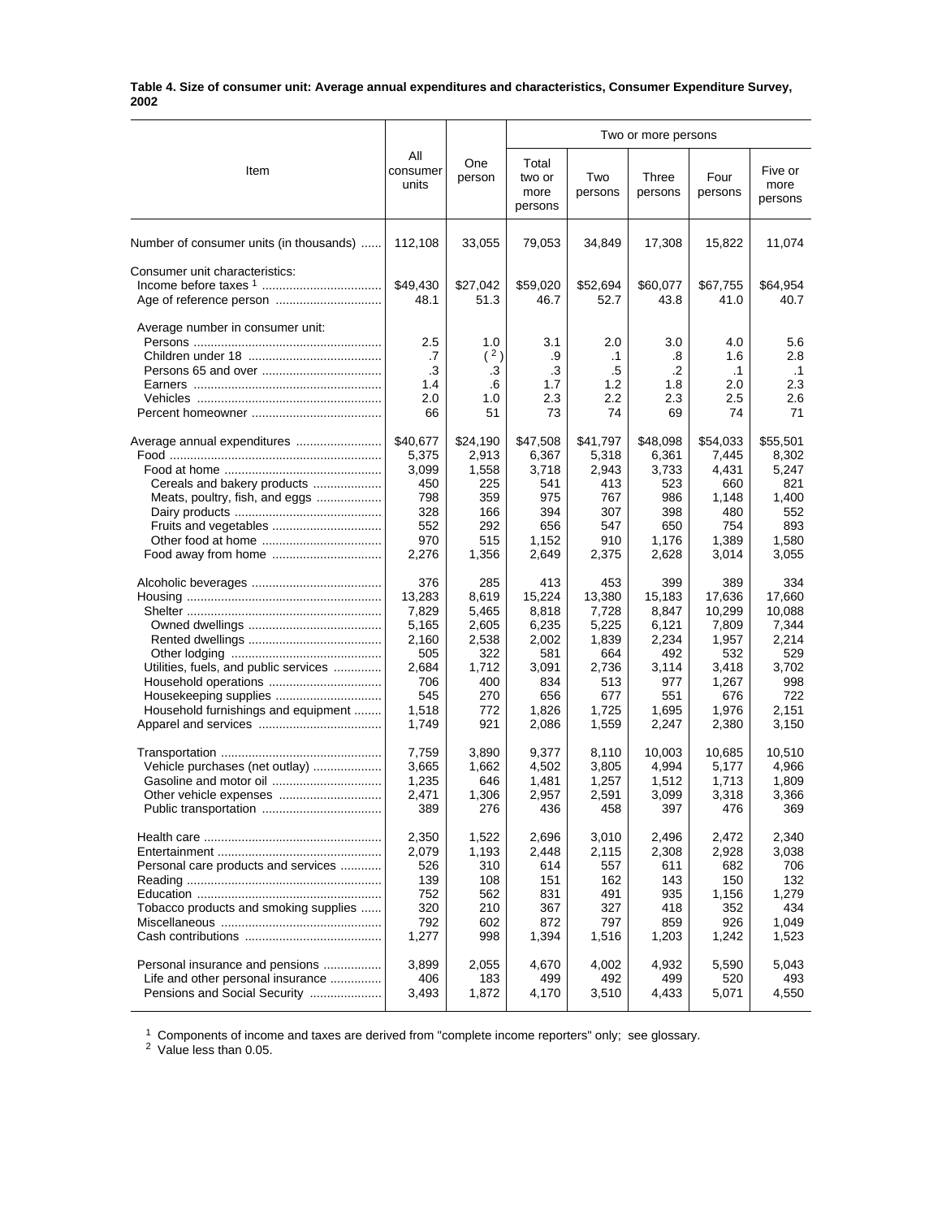**Table 4. Size of consumer unit: Average annual expenditures and characteristics, Consumer Expenditure Survey, 2002**

| Item | All consumer units | One person | Two or more persons | | | | |
|---|---|---|---|---|---|---|---|
| | | | Total two or more persons | Two persons | Three persons | Four persons | Five or more persons |
| Number of consumer units (in thousands) | 112,108 | 33,055 | 79,053 | 34,849 | 17,308 | 15,822 | 11,074 |
| Consumer unit characteristics: | | | | | | | |
| Income before taxes [1] | $49,430 | $27,042 | $59,020 | $52,694 | $60,077 | $67,755 | $64,954 |
| Age of reference person | 48.1 | 51.3 | 46.7 | 52.7 | 43.8 | 41.0 | 40.7 |
| Average number in consumer unit: | | | | | | | |
| Persons | 2.5 | 1.0 | 3.1 | 2.0 | 3.0 | 4.0 | 5.6 |
| Children under 18 | .7 | ( [2] ) | .9 | .1 | .8 | 1.6 | 2.8 |
| Persons 65 and over | .3 | .3 | .3 | .5 | .2 | .1 | .1 |
| Earners | 1.4 | .6 | 1.7 | 1.2 | 1.8 | 2.0 | 2.3 |
| Vehicles | 2.0 | 1.0 | 2.3 | 2.2 | 2.3 | 2.5 | 2.6 |
| Percent homeowner | 66 | 51 | 73 | 74 | 69 | 74 | 71 |
| Average annual expenditures | $40,677 | $24,190 | $47,508 | $41,797 | $48,098 | $54,033 | $55,501 |
| Food | 5,375 | 2,913 | 6,367 | 5,318 | 6,361 | 7,445 | 8,302 |
| Food at home | 3,099 | 1,558 | 3,718 | 2,943 | 3,733 | 4,431 | 5,247 |
| Cereals and bakery products | 450 | 225 | 541 | 413 | 523 | 660 | 821 |
| Meats, poultry, fish, and eggs | 798 | 359 | 975 | 767 | 986 | 1,148 | 1,400 |
| Dairy products | 328 | 166 | 394 | 307 | 398 | 480 | 552 |
| Fruits and vegetables | 552 | 292 | 656 | 547 | 650 | 754 | 893 |
| Other food at home | 970 | 515 | 1,152 | 910 | 1,176 | 1,389 | 1,580 |
| Food away from home | 2,276 | 1,356 | 2,649 | 2,375 | 2,628 | 3,014 | 3,055 |
| Alcoholic beverages | 376 | 285 | 413 | 453 | 399 | 389 | 334 |
| Housing | 13,283 | 8,619 | 15,224 | 13,380 | 15,183 | 17,636 | 17,660 |
| Shelter | 7,829 | 5,465 | 8,818 | 7,728 | 8,847 | 10,299 | 10,088 |
| Owned dwellings | 5,165 | 2,605 | 6,235 | 5,225 | 6,121 | 7,809 | 7,344 |
| Rented dwellings | 2,160 | 2,538 | 2,002 | 1,839 | 2,234 | 1,957 | 2,214 |
| Other lodging | 505 | 322 | 581 | 664 | 492 | 532 | 529 |
| Utilities, fuels, and public services | 2,684 | 1,712 | 3,091 | 2,736 | 3,114 | 3,418 | 3,702 |
| Household operations | 706 | 400 | 834 | 513 | 977 | 1,267 | 998 |
| Housekeeping supplies | 545 | 270 | 656 | 677 | 551 | 676 | 722 |
| Household furnishings and equipment | 1,518 | 772 | 1,826 | 1,725 | 1,695 | 1,976 | 2,151 |
| Apparel and services | 1,749 | 921 | 2,086 | 1,559 | 2,247 | 2,380 | 3,150 |
| Transportation | 7,759 | 3,890 | 9,377 | 8,110 | 10,003 | 10,685 | 10,510 |
| Vehicle purchases (net outlay) | 3,665 | 1,662 | 4,502 | 3,805 | 4,994 | 5,177 | 4,966 |
| Gasoline and motor oil | 1,235 | 646 | 1,481 | 1,257 | 1,512 | 1,713 | 1,809 |
| Other vehicle expenses | 2,471 | 1,306 | 2,957 | 2,591 | 3,099 | 3,318 | 3,366 |
| Public transportation | 389 | 276 | 436 | 458 | 397 | 476 | 369 |
| Health care | 2,350 | 1,522 | 2,696 | 3,010 | 2,496 | 2,472 | 2,340 |
| Entertainment | 2,079 | 1,193 | 2,448 | 2,115 | 2,308 | 2,928 | 3,038 |
| Personal care products and services | 526 | 310 | 614 | 557 | 611 | 682 | 706 |
| Reading | 139 | 108 | 151 | 162 | 143 | 150 | 132 |
| Education | 752 | 562 | 831 | 491 | 935 | 1,156 | 1,279 |
| Tobacco products and smoking supplies | 320 | 210 | 367 | 327 | 418 | 352 | 434 |
| Miscellaneous | 792 | 602 | 872 | 797 | 859 | 926 | 1,049 |
| Cash contributions | 1,277 | 998 | 1,394 | 1,516 | 1,203 | 1,242 | 1,523 |
| Personal insurance and pensions | 3,899 | 2,055 | 4,670 | 4,002 | 4,932 | 5,590 | 5,043 |
| Life and other personal insurance | 406 | 183 | 499 | 492 | 499 | 520 | 493 |
| Pensions and Social Security | 3,493 | 1,872 | 4,170 | 3,510 | 4,433 | 5,071 | 4,550 |

[1] Components of income and taxes are derived from "complete income reporters" only; see glossary.
[2] Value less than 0.05.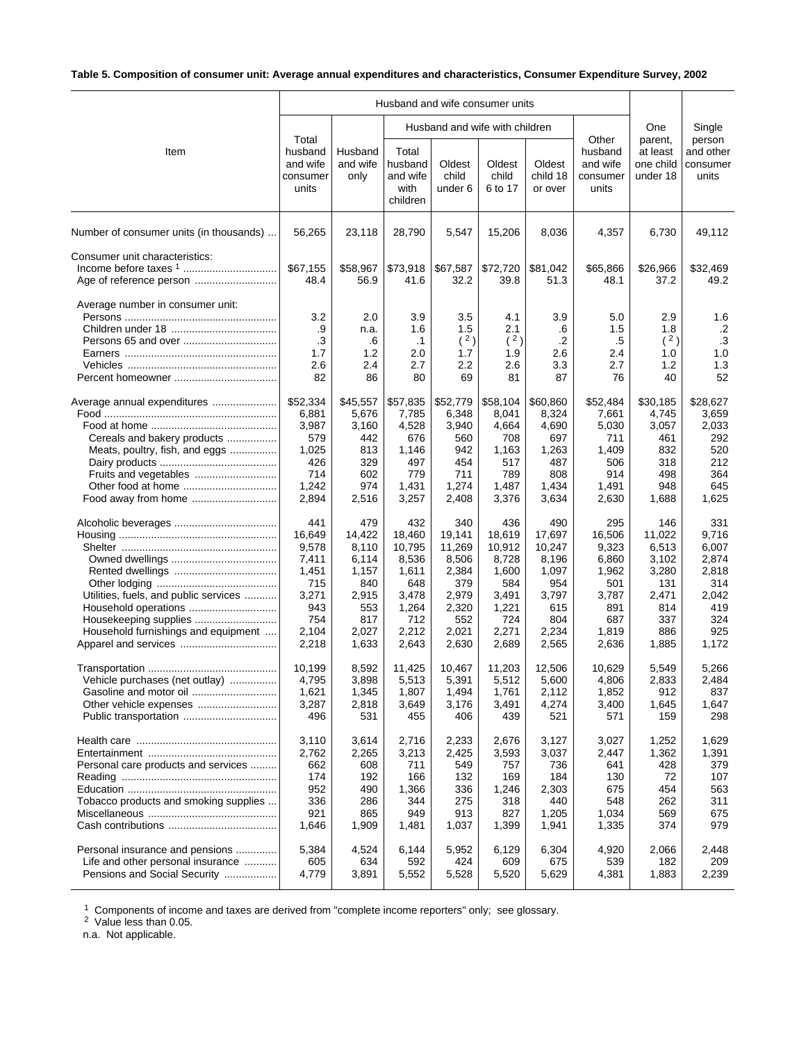**Table 5. Composition of consumer unit: Average annual expenditures and characteristics, Consumer Expenditure Survey, 2002**

| Item | Husband and wife consumer units | | | | | | | One parent, at least one child under 18 | Single person and other consumer units |
|---|---|---|---|---|---|---|---|---|---|
| | Total husband and wife consumer units | Husband and wife only | Husband and wife with children | | | | Other husband and wife consumer units | | |
| | | | Total husband and wife with children | Oldest child under 6 | Oldest child 6 to 17 | Oldest child 18 or over | | | |
| Number of consumer units (in thousands) | 56,265 | 23,118 | 28,790 | 5,547 | 15,206 | 8,036 | 4,357 | 6,730 | 49,112 |
| Consumer unit characteristics: | | | | | | | | | |
| Income before taxes [1] | $67,155 | $58,967 | $73,918 | $67,587 | $72,720 | $81,042 | $65,866 | $26,966 | $32,469 |
| Age of reference person | 48.4 | 56.9 | 41.6 | 32.2 | 39.8 | 51.3 | 48.1 | 37.2 | 49.2 |
| Average number in consumer unit: | | | | | | | | | |
| Persons | 3.2 | 2.0 | 3.9 | 3.5 | 4.1 | 3.9 | 5.0 | 2.9 | 1.6 |
| Children under 18 | .9 | n.a. | 1.6 | 1.5 | 2.1 | .6 | 1.5 | 1.8 | .2 |
| Persons 65 and over | .3 | .6 | .1 | ([2]) | ([2]) | .2 | .5 | ([2]) | .3 |
| Earners | 1.7 | 1.2 | 2.0 | 1.7 | 1.9 | 2.6 | 2.4 | 1.0 | 1.0 |
| Vehicles | 2.6 | 2.4 | 2.7 | 2.2 | 2.6 | 3.3 | 2.7 | 1.2 | 1.3 |
| Percent homeowner | 82 | 86 | 80 | 69 | 81 | 87 | 76 | 40 | 52 |
| Average annual expenditures | $52,334 | $45,557 | $57,835 | $52,779 | $58,104 | $60,860 | $52,484 | $30,185 | $28,627 |
| Food | 6,881 | 5,676 | 7,785 | 6,348 | 8,041 | 8,324 | 7,661 | 4,745 | 3,659 |
| Food at home | 3,987 | 3,160 | 4,528 | 3,940 | 4,664 | 4,690 | 5,030 | 3,057 | 2,033 |
| Cereals and bakery products | 579 | 442 | 676 | 560 | 708 | 697 | 711 | 461 | 292 |
| Meats, poultry, fish, and eggs | 1,025 | 813 | 1,146 | 942 | 1,163 | 1,263 | 1,409 | 832 | 520 |
| Dairy products | 426 | 329 | 497 | 454 | 517 | 487 | 506 | 318 | 212 |
| Fruits and vegetables | 714 | 602 | 779 | 711 | 789 | 808 | 914 | 498 | 364 |
| Other food at home | 1,242 | 974 | 1,431 | 1,274 | 1,487 | 1,434 | 1,491 | 948 | 645 |
| Food away from home | 2,894 | 2,516 | 3,257 | 2,408 | 3,376 | 3,634 | 2,630 | 1,688 | 1,625 |
| Alcoholic beverages | 441 | 479 | 432 | 340 | 436 | 490 | 295 | 146 | 331 |
| Housing | 16,649 | 14,422 | 18,460 | 19,141 | 18,619 | 17,697 | 16,506 | 11,022 | 9,716 |
| Shelter | 9,578 | 8,110 | 10,795 | 11,269 | 10,912 | 10,247 | 9,323 | 6,513 | 6,007 |
| Owned dwellings | 7,411 | 6,114 | 8,536 | 8,506 | 8,728 | 8,196 | 6,860 | 3,102 | 2,874 |
| Rented dwellings | 1,451 | 1,157 | 1,611 | 2,384 | 1,600 | 1,097 | 1,962 | 3,280 | 2,818 |
| Other lodging | 715 | 840 | 648 | 379 | 584 | 954 | 501 | 131 | 314 |
| Utilities, fuels, and public services | 3,271 | 2,915 | 3,478 | 2,979 | 3,491 | 3,797 | 3,787 | 2,471 | 2,042 |
| Household operations | 943 | 553 | 1,264 | 2,320 | 1,221 | 615 | 891 | 814 | 419 |
| Housekeeping supplies | 754 | 817 | 712 | 552 | 724 | 804 | 687 | 337 | 324 |
| Household furnishings and equipment | 2,104 | 2,027 | 2,212 | 2,021 | 2,271 | 2,234 | 1,819 | 886 | 925 |
| Apparel and services | 2,218 | 1,633 | 2,643 | 2,630 | 2,689 | 2,565 | 2,636 | 1,885 | 1,172 |
| Transportation | 10,199 | 8,592 | 11,425 | 10,467 | 11,203 | 12,506 | 10,629 | 5,549 | 5,266 |
| Vehicle purchases (net outlay) | 4,795 | 3,898 | 5,513 | 5,391 | 5,512 | 5,600 | 4,806 | 2,833 | 2,484 |
| Gasoline and motor oil | 1,621 | 1,345 | 1,807 | 1,494 | 1,761 | 2,112 | 1,852 | 912 | 837 |
| Other vehicle expenses | 3,287 | 2,818 | 3,649 | 3,176 | 3,491 | 4,274 | 3,400 | 1,645 | 1,647 |
| Public transportation | 496 | 531 | 455 | 406 | 439 | 521 | 571 | 159 | 298 |
| Health care | 3,110 | 3,614 | 2,716 | 2,233 | 2,676 | 3,127 | 3,027 | 1,252 | 1,629 |
| Entertainment | 2,762 | 2,265 | 3,213 | 2,425 | 3,593 | 3,037 | 2,447 | 1,362 | 1,391 |
| Personal care products and services | 662 | 608 | 711 | 549 | 757 | 736 | 641 | 428 | 379 |
| Reading | 174 | 192 | 166 | 132 | 169 | 184 | 130 | 72 | 107 |
| Education | 952 | 490 | 1,366 | 336 | 1,246 | 2,303 | 675 | 454 | 563 |
| Tobacco products and smoking supplies | 336 | 286 | 344 | 275 | 318 | 440 | 548 | 262 | 311 |
| Miscellaneous | 921 | 865 | 949 | 913 | 827 | 1,205 | 1,034 | 569 | 675 |
| Cash contributions | 1,646 | 1,909 | 1,481 | 1,037 | 1,399 | 1,941 | 1,335 | 374 | 979 |
| Personal insurance and pensions | 5,384 | 4,524 | 6,144 | 5,952 | 6,129 | 6,304 | 4,920 | 2,066 | 2,448 |
| Life and other personal insurance | 605 | 634 | 592 | 424 | 609 | 675 | 539 | 182 | 209 |
| Pensions and Social Security | 4,779 | 3,891 | 5,552 | 5,528 | 5,520 | 5,629 | 4,381 | 1,883 | 2,239 |

[1] Components of income and taxes are derived from "complete income reporters" only; see glossary.

[2] Value less than 0.05.

n.a. Not applicable.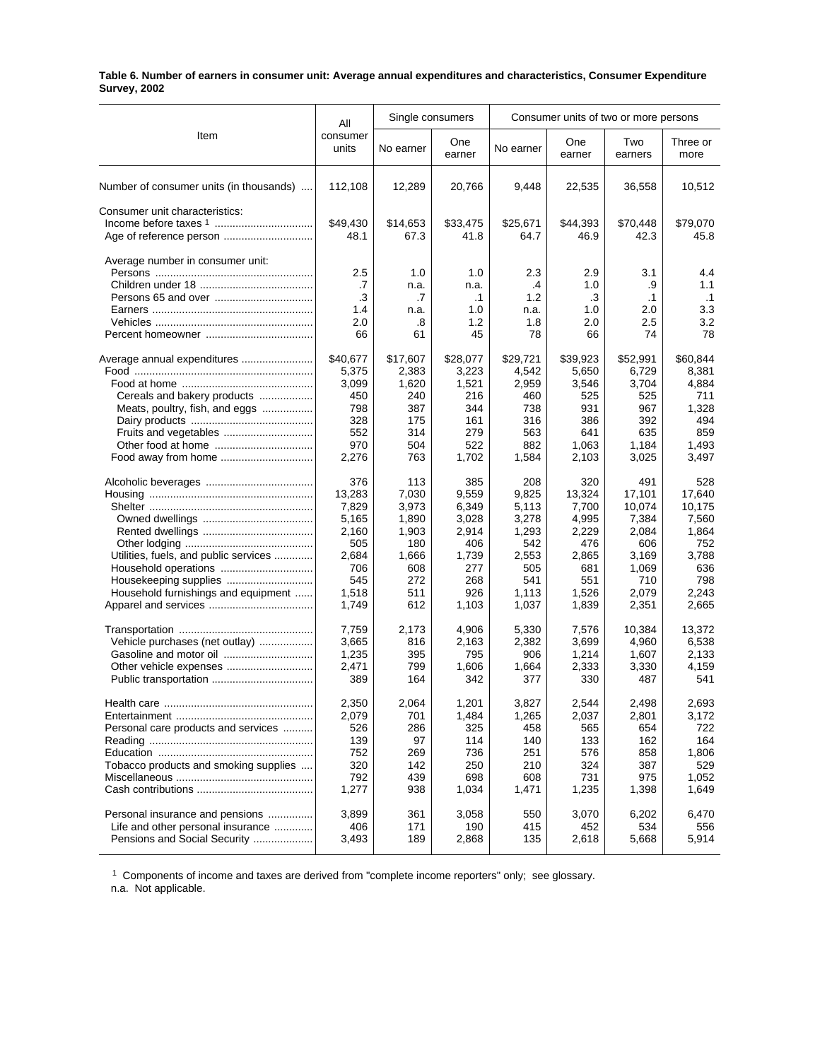**Table 6. Number of earners in consumer unit: Average annual expenditures and characteristics, Consumer Expenditure Survey, 2002**

| Item | All consumer units | Single consumers | | Consumer units of two or more persons | | | |
|---|---|---|---|---|---|---|---|
| | | No earner | One earner | No earner | One earner | Two earners | Three or more |
| Number of consumer units (in thousands) | 112,108 | 12,289 | 20,766 | 9,448 | 22,535 | 36,558 | 10,512 |
| Consumer unit characteristics: | | | | | | | |
| Income before taxes [1] | $49,430 | $14,653 | $33,475 | $25,671 | $44,393 | $70,448 | $79,070 |
| Age of reference person | 48.1 | 67.3 | 41.8 | 64.7 | 46.9 | 42.3 | 45.8 |
| Average number in consumer unit: | | | | | | | |
| Persons | 2.5 | 1.0 | 1.0 | 2.3 | 2.9 | 3.1 | 4.4 |
| Children under 18 | .7 | n.a. | n.a. | .4 | 1.0 | .9 | 1.1 |
| Persons 65 and over | .3 | .7 | .1 | 1.2 | .3 | .1 | .1 |
| Earners | 1.4 | n.a. | 1.0 | n.a. | 1.0 | 2.0 | 3.3 |
| Vehicles | 2.0 | .8 | 1.2 | 1.8 | 2.0 | 2.5 | 3.2 |
| Percent homeowner | 66 | 61 | 45 | 78 | 66 | 74 | 78 |
| Average annual expenditures | $40,677 | $17,607 | $28,077 | $29,721 | $39,923 | $52,991 | $60,844 |
| Food | 5,375 | 2,383 | 3,223 | 4,542 | 5,650 | 6,729 | 8,381 |
| Food at home | 3,099 | 1,620 | 1,521 | 2,959 | 3,546 | 3,704 | 4,884 |
| Cereals and bakery products | 450 | 240 | 216 | 460 | 525 | 525 | 711 |
| Meats, poultry, fish, and eggs | 798 | 387 | 344 | 738 | 931 | 967 | 1,328 |
| Dairy products | 328 | 175 | 161 | 316 | 386 | 392 | 494 |
| Fruits and vegetables | 552 | 314 | 279 | 563 | 641 | 635 | 859 |
| Other food at home | 970 | 504 | 522 | 882 | 1,063 | 1,184 | 1,493 |
| Food away from home | 2,276 | 763 | 1,702 | 1,584 | 2,103 | 3,025 | 3,497 |
| Alcoholic beverages | 376 | 113 | 385 | 208 | 320 | 491 | 528 |
| Housing | 13,283 | 7,030 | 9,559 | 9,825 | 13,324 | 17,101 | 17,640 |
| Shelter | 7,829 | 3,973 | 6,349 | 5,113 | 7,700 | 10,074 | 10,175 |
| Owned dwellings | 5,165 | 1,890 | 3,028 | 3,278 | 4,995 | 7,384 | 7,560 |
| Rented dwellings | 2,160 | 1,903 | 2,914 | 1,293 | 2,229 | 2,084 | 1,864 |
| Other lodging | 505 | 180 | 406 | 542 | 476 | 606 | 752 |
| Utilities, fuels, and public services | 2,684 | 1,666 | 1,739 | 2,553 | 2,865 | 3,169 | 3,788 |
| Household operations | 706 | 608 | 277 | 505 | 681 | 1,069 | 636 |
| Housekeeping supplies | 545 | 272 | 268 | 541 | 551 | 710 | 798 |
| Household furnishings and equipment | 1,518 | 511 | 926 | 1,113 | 1,526 | 2,079 | 2,243 |
| Apparel and services | 1,749 | 612 | 1,103 | 1,037 | 1,839 | 2,351 | 2,665 |
| Transportation | 7,759 | 2,173 | 4,906 | 5,330 | 7,576 | 10,384 | 13,372 |
| Vehicle purchases (net outlay) | 3,665 | 816 | 2,163 | 2,382 | 3,699 | 4,960 | 6,538 |
| Gasoline and motor oil | 1,235 | 395 | 795 | 906 | 1,214 | 1,607 | 2,133 |
| Other vehicle expenses | 2,471 | 799 | 1,606 | 1,664 | 2,333 | 3,330 | 4,159 |
| Public transportation | 389 | 164 | 342 | 377 | 330 | 487 | 541 |
| Health care | 2,350 | 2,064 | 1,201 | 3,827 | 2,544 | 2,498 | 2,693 |
| Entertainment | 2,079 | 701 | 1,484 | 1,265 | 2,037 | 2,801 | 3,172 |
| Personal care products and services | 526 | 286 | 325 | 458 | 565 | 654 | 722 |
| Reading | 139 | 97 | 114 | 140 | 133 | 162 | 164 |
| Education | 752 | 269 | 736 | 251 | 576 | 858 | 1,806 |
| Tobacco products and smoking supplies | 320 | 142 | 250 | 210 | 324 | 387 | 529 |
| Miscellaneous | 792 | 439 | 698 | 608 | 731 | 975 | 1,052 |
| Cash contributions | 1,277 | 938 | 1,034 | 1,471 | 1,235 | 1,398 | 1,649 |
| Personal insurance and pensions | 3,899 | 361 | 3,058 | 550 | 3,070 | 6,202 | 6,470 |
| Life and other personal insurance | 406 | 171 | 190 | 415 | 452 | 534 | 556 |
| Pensions and Social Security | 3,493 | 189 | 2,868 | 135 | 2,618 | 5,668 | 5,914 |

[1] Components of income and taxes are derived from "complete income reporters" only; see glossary.
n.a. Not applicable.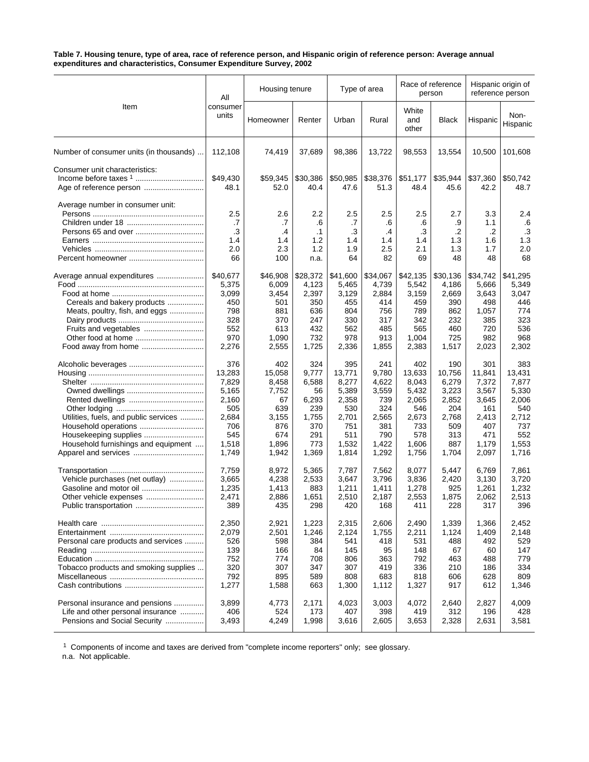**Table 7. Housing tenure, type of area, race of reference person, and Hispanic origin of reference person: Average annual expenditures and characteristics, Consumer Expenditure Survey, 2002**

| Item | All consumer units | Housing tenure | | Type of area | | Race of reference person | | Hispanic origin of reference person | |
|---|---|---|---|---|---|---|---|---|---|
| | | Homeowner | Renter | Urban | Rural | White and other | Black | Hispanic | Non-Hispanic |
| Number of consumer units (in thousands) | 112,108 | 74,419 | 37,689 | 98,386 | 13,722 | 98,553 | 13,554 | 10,500 | 101,608 |
| Consumer unit characteristics: | | | | | | | | | |
| Income before taxes [1] | $49,430 | $59,345 | $30,386 | $50,985 | $38,376 | $51,177 | $35,944 | $37,360 | $50,742 |
| Age of reference person | 48.1 | 52.0 | 40.4 | 47.6 | 51.3 | 48.4 | 45.6 | 42.2 | 48.7 |
| Average number in consumer unit: | | | | | | | | | |
| Persons | 2.5 | 2.6 | 2.2 | 2.5 | 2.5 | 2.5 | 2.7 | 3.3 | 2.4 |
| Children under 18 | .7 | .7 | .6 | .7 | .6 | .6 | .9 | 1.1 | .6 |
| Persons 65 and over | .3 | .4 | .1 | .3 | .4 | .3 | .2 | .2 | .3 |
| Earners | 1.4 | 1.4 | 1.2 | 1.4 | 1.4 | 1.4 | 1.3 | 1.6 | 1.3 |
| Vehicles | 2.0 | 2.3 | 1.2 | 1.9 | 2.5 | 2.1 | 1.3 | 1.7 | 2.0 |
| Percent homeowner | 66 | 100 | n.a. | 64 | 82 | 69 | 48 | 48 | 68 |
| Average annual expenditures | $40,677 | $46,908 | $28,372 | $41,600 | $34,067 | $42,135 | $30,136 | $34,742 | $41,295 |
| Food | 5,375 | 6,009 | 4,123 | 5,465 | 4,739 | 5,542 | 4,186 | 5,666 | 5,349 |
| Food at home | 3,099 | 3,454 | 2,397 | 3,129 | 2,884 | 3,159 | 2,669 | 3,643 | 3,047 |
| Cereals and bakery products | 450 | 501 | 350 | 455 | 414 | 459 | 390 | 498 | 446 |
| Meats, poultry, fish, and eggs | 798 | 881 | 636 | 804 | 756 | 789 | 862 | 1,057 | 774 |
| Dairy products | 328 | 370 | 247 | 330 | 317 | 342 | 232 | 385 | 323 |
| Fruits and vegetables | 552 | 613 | 432 | 562 | 485 | 565 | 460 | 720 | 536 |
| Other food at home | 970 | 1,090 | 732 | 978 | 913 | 1,004 | 725 | 982 | 968 |
| Food away from home | 2,276 | 2,555 | 1,725 | 2,336 | 1,855 | 2,383 | 1,517 | 2,023 | 2,302 |
| Alcoholic beverages | 376 | 402 | 324 | 395 | 241 | 402 | 190 | 301 | 383 |
| Housing | 13,283 | 15,058 | 9,777 | 13,771 | 9,780 | 13,633 | 10,756 | 11,841 | 13,431 |
| Shelter | 7,829 | 8,458 | 6,588 | 8,277 | 4,622 | 8,043 | 6,279 | 7,372 | 7,877 |
| Owned dwellings | 5,165 | 7,752 | 56 | 5,389 | 3,559 | 5,432 | 3,223 | 3,567 | 5,330 |
| Rented dwellings | 2,160 | 67 | 6,293 | 2,358 | 739 | 2,065 | 2,852 | 3,645 | 2,006 |
| Other lodging | 505 | 639 | 239 | 530 | 324 | 546 | 204 | 161 | 540 |
| Utilities, fuels, and public services | 2,684 | 3,155 | 1,755 | 2,701 | 2,565 | 2,673 | 2,768 | 2,413 | 2,712 |
| Household operations | 706 | 876 | 370 | 751 | 381 | 733 | 509 | 407 | 737 |
| Housekeeping supplies | 545 | 674 | 291 | 511 | 790 | 578 | 313 | 471 | 552 |
| Household furnishings and equipment | 1,518 | 1,896 | 773 | 1,532 | 1,422 | 1,606 | 887 | 1,179 | 1,553 |
| Apparel and services | 1,749 | 1,942 | 1,369 | 1,814 | 1,292 | 1,756 | 1,704 | 2,097 | 1,716 |
| Transportation | 7,759 | 8,972 | 5,365 | 7,787 | 7,562 | 8,077 | 5,447 | 6,769 | 7,861 |
| Vehicle purchases (net outlay) | 3,665 | 4,238 | 2,533 | 3,647 | 3,796 | 3,836 | 2,420 | 3,130 | 3,720 |
| Gasoline and motor oil | 1,235 | 1,413 | 883 | 1,211 | 1,411 | 1,278 | 925 | 1,261 | 1,232 |
| Other vehicle expenses | 2,471 | 2,886 | 1,651 | 2,510 | 2,187 | 2,553 | 1,875 | 2,062 | 2,513 |
| Public transportation | 389 | 435 | 298 | 420 | 168 | 411 | 228 | 317 | 396 |
| Health care | 2,350 | 2,921 | 1,223 | 2,315 | 2,606 | 2,490 | 1,339 | 1,366 | 2,452 |
| Entertainment | 2,079 | 2,501 | 1,246 | 2,124 | 1,755 | 2,211 | 1,124 | 1,409 | 2,148 |
| Personal care products and services | 526 | 598 | 384 | 541 | 418 | 531 | 488 | 492 | 529 |
| Reading | 139 | 166 | 84 | 145 | 95 | 148 | 67 | 60 | 147 |
| Education | 752 | 774 | 708 | 806 | 363 | 792 | 463 | 488 | 779 |
| Tobacco products and smoking supplies | 320 | 307 | 347 | 307 | 419 | 336 | 210 | 186 | 334 |
| Miscellaneous | 792 | 895 | 589 | 808 | 683 | 818 | 606 | 628 | 809 |
| Cash contributions | 1,277 | 1,588 | 663 | 1,300 | 1,112 | 1,327 | 917 | 612 | 1,346 |
| Personal insurance and pensions | 3,899 | 4,773 | 2,171 | 4,023 | 3,003 | 4,072 | 2,640 | 2,827 | 4,009 |
| Life and other personal insurance | 406 | 524 | 173 | 407 | 398 | 419 | 312 | 196 | 428 |
| Pensions and Social Security | 3,493 | 4,249 | 1,998 | 3,616 | 2,605 | 3,653 | 2,328 | 2,631 | 3,581 |

[1] Components of income and taxes are derived from "complete income reporters" only; see glossary.

n.a. Not applicable.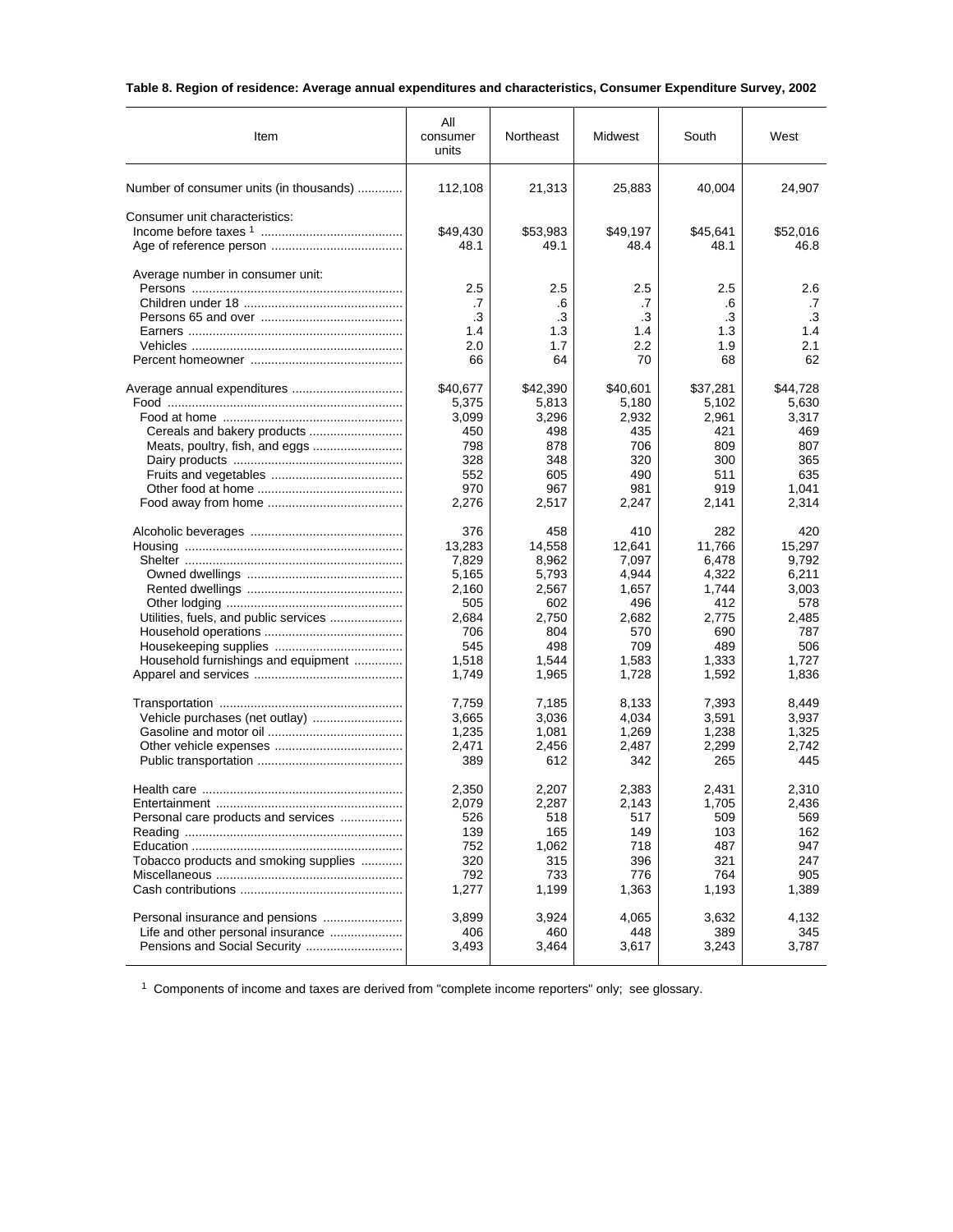**Table 8. Region of residence: Average annual expenditures and characteristics, Consumer Expenditure Survey, 2002**

| Item | All consumer units | Northeast | Midwest | South | West |
|---|---|---|---|---|---|
| Number of consumer units (in thousands) | 112,108 | 21,313 | 25,883 | 40,004 | 24,907 |
| Consumer unit characteristics: | | | | | |
| Income before taxes [1] | $49,430 | $53,983 | $49,197 | $45,641 | $52,016 |
| Age of reference person | 48.1 | 49.1 | 48.4 | 48.1 | 46.8 |
| Average number in consumer unit: | | | | | |
| Persons | 2.5 | 2.5 | 2.5 | 2.5 | 2.6 |
| Children under 18 | .7 | .6 | .7 | .6 | .7 |
| Persons 65 and over | .3 | .3 | .3 | .3 | .3 |
| Earners | 1.4 | 1.3 | 1.4 | 1.3 | 1.4 |
| Vehicles | 2.0 | 1.7 | 2.2 | 1.9 | 2.1 |
| Percent homeowner | 66 | 64 | 70 | 68 | 62 |
| Average annual expenditures | $40,677 | $42,390 | $40,601 | $37,281 | $44,728 |
| Food | 5,375 | 5,813 | 5,180 | 5,102 | 5,630 |
| Food at home | 3,099 | 3,296 | 2,932 | 2,961 | 3,317 |
| Cereals and bakery products | 450 | 498 | 435 | 421 | 469 |
| Meats, poultry, fish, and eggs | 798 | 878 | 706 | 809 | 807 |
| Dairy products | 328 | 348 | 320 | 300 | 365 |
| Fruits and vegetables | 552 | 605 | 490 | 511 | 635 |
| Other food at home | 970 | 967 | 981 | 919 | 1,041 |
| Food away from home | 2,276 | 2,517 | 2,247 | 2,141 | 2,314 |
| Alcoholic beverages | 376 | 458 | 410 | 282 | 420 |
| Housing | 13,283 | 14,558 | 12,641 | 11,766 | 15,297 |
| Shelter | 7,829 | 8,962 | 7,097 | 6,478 | 9,792 |
| Owned dwellings | 5,165 | 5,793 | 4,944 | 4,322 | 6,211 |
| Rented dwellings | 2,160 | 2,567 | 1,657 | 1,744 | 3,003 |
| Other lodging | 505 | 602 | 496 | 412 | 578 |
| Utilities, fuels, and public services | 2,684 | 2,750 | 2,682 | 2,775 | 2,485 |
| Household operations | 706 | 804 | 570 | 690 | 787 |
| Housekeeping supplies | 545 | 498 | 709 | 489 | 506 |
| Household furnishings and equipment | 1,518 | 1,544 | 1,583 | 1,333 | 1,727 |
| Apparel and services | 1,749 | 1,965 | 1,728 | 1,592 | 1,836 |
| Transportation | 7,759 | 7,185 | 8,133 | 7,393 | 8,449 |
| Vehicle purchases (net outlay) | 3,665 | 3,036 | 4,034 | 3,591 | 3,937 |
| Gasoline and motor oil | 1,235 | 1,081 | 1,269 | 1,238 | 1,325 |
| Other vehicle expenses | 2,471 | 2,456 | 2,487 | 2,299 | 2,742 |
| Public transportation | 389 | 612 | 342 | 265 | 445 |
| Health care | 2,350 | 2,207 | 2,383 | 2,431 | 2,310 |
| Entertainment | 2,079 | 2,287 | 2,143 | 1,705 | 2,436 |
| Personal care products and services | 526 | 518 | 517 | 509 | 569 |
| Reading | 139 | 165 | 149 | 103 | 162 |
| Education | 752 | 1,062 | 718 | 487 | 947 |
| Tobacco products and smoking supplies | 320 | 315 | 396 | 321 | 247 |
| Miscellaneous | 792 | 733 | 776 | 764 | 905 |
| Cash contributions | 1,277 | 1,199 | 1,363 | 1,193 | 1,389 |
| Personal insurance and pensions | 3,899 | 3,924 | 4,065 | 3,632 | 4,132 |
| Life and other personal insurance | 406 | 460 | 448 | 389 | 345 |
| Pensions and Social Security | 3,493 | 3,464 | 3,617 | 3,243 | 3,787 |

[1] Components of income and taxes are derived from "complete income reporters" only; see glossary.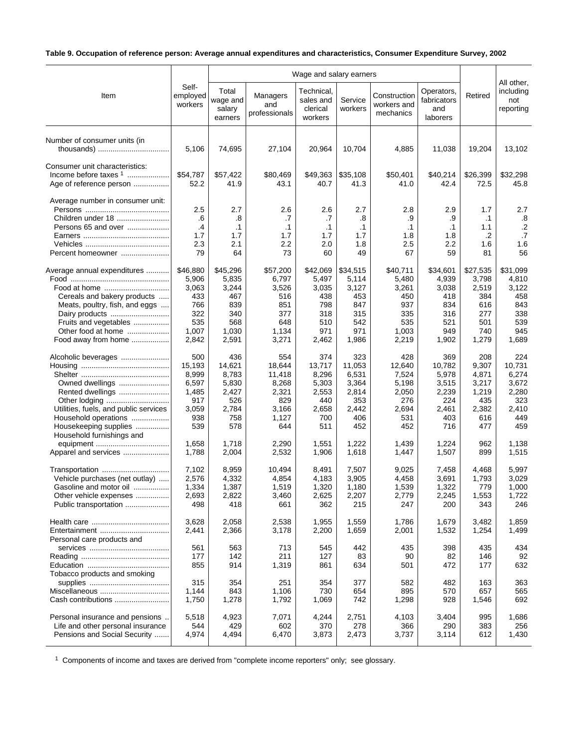**Table 9. Occupation of reference person: Average annual expenditures and characteristics, Consumer Expenditure Survey, 2002**

| Item | Self-employed workers | Wage and salary earners | | | | | | Retired | All other, including not reporting |
|---|---|---|---|---|---|---|---|---|---|
| | | Total wage and salary earners | Managers and professionals | Technical, sales and clerical workers | Service workers | Construction workers and mechanics | Operators, fabricators and laborers | | |
| Number of consumer units (in thousands) | 5,106 | 74,695 | 27,104 | 20,964 | 10,704 | 4,885 | 11,038 | 19,204 | 13,102 |
| Consumer unit characteristics: | | | | | | | | | |
| Income before taxes [1] | $54,787 | $57,422 | $80,469 | $49,363 | $35,108 | $50,401 | $40,214 | $26,399 | $32,298 |
| Age of reference person | 52.2 | 41.9 | 43.1 | 40.7 | 41.3 | 41.0 | 42.4 | 72.5 | 45.8 |
| Average number in consumer unit: | | | | | | | | | |
| Persons | 2.5 | 2.7 | 2.6 | 2.6 | 2.7 | 2.8 | 2.9 | 1.7 | 2.7 |
| Children under 18 | .6 | .8 | .7 | .7 | .8 | .9 | .9 | .1 | .8 |
| Persons 65 and over | .4 | .1 | .1 | .1 | .1 | .1 | .1 | 1.1 | .2 |
| Earners | 1.7 | 1.7 | 1.7 | 1.7 | 1.7 | 1.8 | 1.8 | .2 | .7 |
| Vehicles | 2.3 | 2.1 | 2.2 | 2.0 | 1.8 | 2.5 | 2.2 | 1.6 | 1.6 |
| Percent homeowner | 79 | 64 | 73 | 60 | 49 | 67 | 59 | 81 | 56 |
| Average annual expenditures | $46,880 | $45,296 | $57,200 | $42,069 | $34,515 | $40,711 | $34,601 | $27,535 | $31,099 |
| Food | 5,906 | 5,835 | 6,797 | 5,497 | 5,114 | 5,480 | 4,939 | 3,798 | 4,810 |
| Food at home | 3,063 | 3,244 | 3,526 | 3,035 | 3,127 | 3,261 | 3,038 | 2,519 | 3,122 |
| Cereals and bakery products | 433 | 467 | 516 | 438 | 453 | 450 | 418 | 384 | 458 |
| Meats, poultry, fish, and eggs | 766 | 839 | 851 | 798 | 847 | 937 | 834 | 616 | 843 |
| Dairy products | 322 | 340 | 377 | 318 | 315 | 335 | 316 | 277 | 338 |
| Fruits and vegetables | 535 | 568 | 648 | 510 | 542 | 535 | 521 | 501 | 539 |
| Other food at home | 1,007 | 1,030 | 1,134 | 971 | 971 | 1,003 | 949 | 740 | 945 |
| Food away from home | 2,842 | 2,591 | 3,271 | 2,462 | 1,986 | 2,219 | 1,902 | 1,279 | 1,689 |
| Alcoholic beverages | 500 | 436 | 554 | 374 | 323 | 428 | 369 | 208 | 224 |
| Housing | 15,193 | 14,621 | 18,644 | 13,717 | 11,053 | 12,640 | 10,782 | 9,307 | 10,731 |
| Shelter | 8,999 | 8,783 | 11,418 | 8,296 | 6,531 | 7,524 | 5,978 | 4,871 | 6,274 |
| Owned dwellings | 6,597 | 5,830 | 8,268 | 5,303 | 3,364 | 5,198 | 3,515 | 3,217 | 3,672 |
| Rented dwellings | 1,485 | 2,427 | 2,321 | 2,553 | 2,814 | 2,050 | 2,239 | 1,219 | 2,280 |
| Other lodging | 917 | 526 | 829 | 440 | 353 | 276 | 224 | 435 | 323 |
| Utilities, fuels, and public services | 3,059 | 2,784 | 3,166 | 2,658 | 2,442 | 2,694 | 2,461 | 2,382 | 2,410 |
| Household operations | 938 | 758 | 1,127 | 700 | 406 | 531 | 403 | 616 | 449 |
| Housekeeping supplies | 539 | 578 | 644 | 511 | 452 | 452 | 716 | 477 | 459 |
| Household furnishings and equipment | 1,658 | 1,718 | 2,290 | 1,551 | 1,222 | 1,439 | 1,224 | 962 | 1,138 |
| Apparel and services | 1,788 | 2,004 | 2,532 | 1,906 | 1,618 | 1,447 | 1,507 | 899 | 1,515 |
| Transportation | 7,102 | 8,959 | 10,494 | 8,491 | 7,507 | 9,025 | 7,458 | 4,468 | 5,997 |
| Vehicle purchases (net outlay) | 2,576 | 4,332 | 4,854 | 4,183 | 3,905 | 4,458 | 3,691 | 1,793 | 3,029 |
| Gasoline and motor oil | 1,334 | 1,387 | 1,519 | 1,320 | 1,180 | 1,539 | 1,322 | 779 | 1,000 |
| Other vehicle expenses | 2,693 | 2,822 | 3,460 | 2,625 | 2,207 | 2,779 | 2,245 | 1,553 | 1,722 |
| Public transportation | 498 | 418 | 661 | 362 | 215 | 247 | 200 | 343 | 246 |
| Health care | 3,628 | 2,058 | 2,538 | 1,955 | 1,559 | 1,786 | 1,679 | 3,482 | 1,859 |
| Entertainment | 2,441 | 2,366 | 3,178 | 2,200 | 1,659 | 2,001 | 1,532 | 1,254 | 1,499 |
| Personal care products and services | 561 | 563 | 713 | 545 | 442 | 435 | 398 | 435 | 434 |
| Reading | 177 | 142 | 211 | 127 | 83 | 90 | 82 | 146 | 92 |
| Education | 855 | 914 | 1,319 | 861 | 634 | 501 | 472 | 177 | 632 |
| Tobacco products and smoking supplies | 315 | 354 | 251 | 354 | 377 | 582 | 482 | 163 | 363 |
| Miscellaneous | 1,144 | 843 | 1,106 | 730 | 654 | 895 | 570 | 657 | 565 |
| Cash contributions | 1,750 | 1,278 | 1,792 | 1,069 | 742 | 1,298 | 928 | 1,546 | 692 |
| Personal insurance and pensions | 5,518 | 4,923 | 7,071 | 4,244 | 2,751 | 4,103 | 3,404 | 995 | 1,686 |
| Life and other personal insurance | 544 | 429 | 602 | 370 | 278 | 366 | 290 | 383 | 256 |
| Pensions and Social Security | 4,974 | 4,494 | 6,470 | 3,873 | 2,473 | 3,737 | 3,114 | 612 | 1,430 |

[1] Components of income and taxes are derived from "complete income reporters" only; see glossary.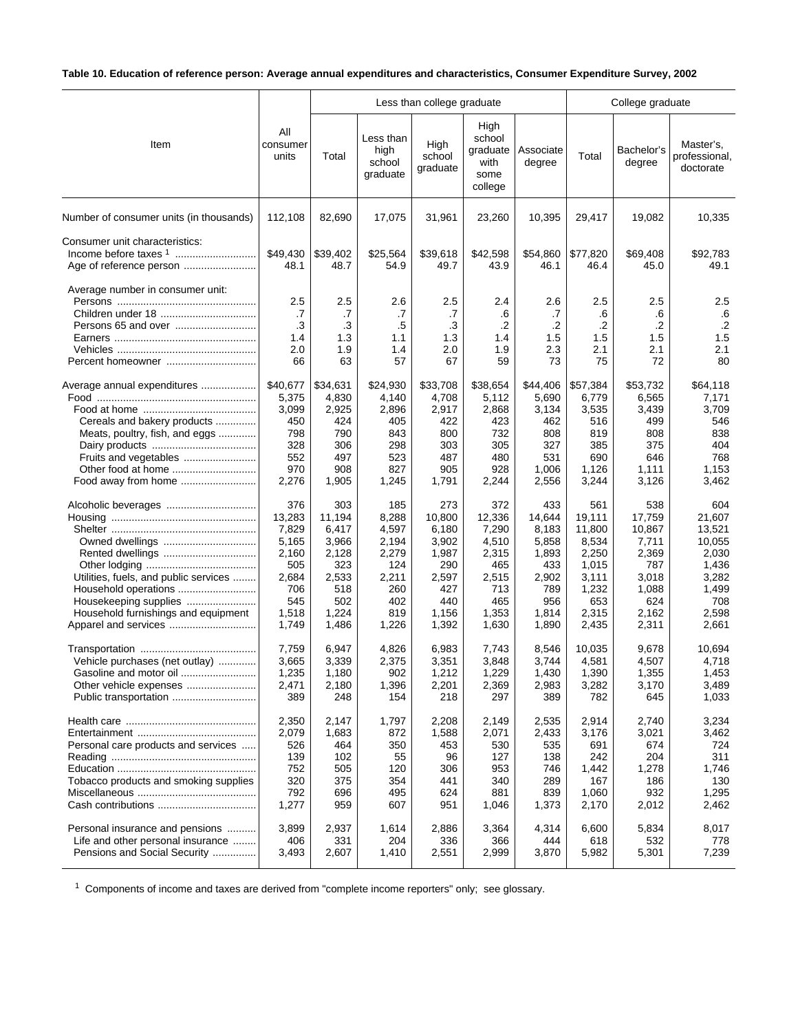**Table 10. Education of reference person: Average annual expenditures and characteristics, Consumer Expenditure Survey, 2002**

| Item | All consumer units | Less than college graduate | | | | | College graduate | | |
|---|---|---|---|---|---|---|---|---|---|
| | | Total | Less than high school graduate | High school graduate | High school graduate with some college | Associate degree | Total | Bachelor's degree | Master's, professional, doctorate |
| Number of consumer units (in thousands) | 112,108 | 82,690 | 17,075 | 31,961 | 23,260 | 10,395 | 29,417 | 19,082 | 10,335 |
| Consumer unit characteristics: | | | | | | | | | |
| Income before taxes [1] | $49,430 | $39,402 | $25,564 | $39,618 | $42,598 | $54,860 | $77,820 | $69,408 | $92,783 |
| Age of reference person | 48.1 | 48.7 | 54.9 | 49.7 | 43.9 | 46.1 | 46.4 | 45.0 | 49.1 |
| Average number in consumer unit: | | | | | | | | | |
| Persons | 2.5 | 2.5 | 2.6 | 2.5 | 2.4 | 2.6 | 2.5 | 2.5 | 2.5 |
| Children under 18 | .7 | .7 | .7 | .7 | .6 | .7 | .6 | .6 | .6 |
| Persons 65 and over | .3 | .3 | .5 | .3 | .2 | .2 | .2 | .2 | .2 |
| Earners | 1.4 | 1.3 | 1.1 | 1.3 | 1.4 | 1.5 | 1.5 | 1.5 | 1.5 |
| Vehicles | 2.0 | 1.9 | 1.4 | 2.0 | 1.9 | 2.3 | 2.1 | 2.1 | 2.1 |
| Percent homeowner | 66 | 63 | 57 | 67 | 59 | 73 | 75 | 72 | 80 |
| Average annual expenditures | $40,677 | $34,631 | $24,930 | $33,708 | $38,654 | $44,406 | $57,384 | $53,732 | $64,118 |
| Food | 5,375 | 4,830 | 4,140 | 4,708 | 5,112 | 5,690 | 6,779 | 6,565 | 7,171 |
| Food at home | 3,099 | 2,925 | 2,896 | 2,917 | 2,868 | 3,134 | 3,535 | 3,439 | 3,709 |
| Cereals and bakery products | 450 | 424 | 405 | 422 | 423 | 462 | 516 | 499 | 546 |
| Meats, poultry, fish, and eggs | 798 | 790 | 843 | 800 | 732 | 808 | 819 | 808 | 838 |
| Dairy products | 328 | 306 | 298 | 303 | 305 | 327 | 385 | 375 | 404 |
| Fruits and vegetables | 552 | 497 | 523 | 487 | 480 | 531 | 690 | 646 | 768 |
| Other food at home | 970 | 908 | 827 | 905 | 928 | 1,006 | 1,126 | 1,111 | 1,153 |
| Food away from home | 2,276 | 1,905 | 1,245 | 1,791 | 2,244 | 2,556 | 3,244 | 3,126 | 3,462 |
| Alcoholic beverages | 376 | 303 | 185 | 273 | 372 | 433 | 561 | 538 | 604 |
| Housing | 13,283 | 11,194 | 8,288 | 10,800 | 12,336 | 14,644 | 19,111 | 17,759 | 21,607 |
| Shelter | 7,829 | 6,417 | 4,597 | 6,180 | 7,290 | 8,183 | 11,800 | 10,867 | 13,521 |
| Owned dwellings | 5,165 | 3,966 | 2,194 | 3,902 | 4,510 | 5,858 | 8,534 | 7,711 | 10,055 |
| Rented dwellings | 2,160 | 2,128 | 2,279 | 1,987 | 2,315 | 1,893 | 2,250 | 2,369 | 2,030 |
| Other lodging | 505 | 323 | 124 | 290 | 465 | 433 | 1,015 | 787 | 1,436 |
| Utilities, fuels, and public services | 2,684 | 2,533 | 2,211 | 2,597 | 2,515 | 2,902 | 3,111 | 3,018 | 3,282 |
| Household operations | 706 | 518 | 260 | 427 | 713 | 789 | 1,232 | 1,088 | 1,499 |
| Housekeeping supplies | 545 | 502 | 402 | 440 | 465 | 956 | 653 | 624 | 708 |
| Household furnishings and equipment | 1,518 | 1,224 | 819 | 1,156 | 1,353 | 1,814 | 2,315 | 2,162 | 2,598 |
| Apparel and services | 1,749 | 1,486 | 1,226 | 1,392 | 1,630 | 1,890 | 2,435 | 2,311 | 2,661 |
| Transportation | 7,759 | 6,947 | 4,826 | 6,983 | 7,743 | 8,546 | 10,035 | 9,678 | 10,694 |
| Vehicle purchases (net outlay) | 3,665 | 3,339 | 2,375 | 3,351 | 3,848 | 3,744 | 4,581 | 4,507 | 4,718 |
| Gasoline and motor oil | 1,235 | 1,180 | 902 | 1,212 | 1,229 | 1,430 | 1,390 | 1,355 | 1,453 |
| Other vehicle expenses | 2,471 | 2,180 | 1,396 | 2,201 | 2,369 | 2,983 | 3,282 | 3,170 | 3,489 |
| Public transportation | 389 | 248 | 154 | 218 | 297 | 389 | 782 | 645 | 1,033 |
| Health care | 2,350 | 2,147 | 1,797 | 2,208 | 2,149 | 2,535 | 2,914 | 2,740 | 3,234 |
| Entertainment | 2,079 | 1,683 | 872 | 1,588 | 2,071 | 2,433 | 3,176 | 3,021 | 3,462 |
| Personal care products and services | 526 | 464 | 350 | 453 | 530 | 535 | 691 | 674 | 724 |
| Reading | 139 | 102 | 55 | 96 | 127 | 138 | 242 | 204 | 311 |
| Education | 752 | 505 | 120 | 306 | 953 | 746 | 1,442 | 1,278 | 1,746 |
| Tobacco products and smoking supplies | 320 | 375 | 354 | 441 | 340 | 289 | 167 | 186 | 130 |
| Miscellaneous | 792 | 696 | 495 | 624 | 881 | 839 | 1,060 | 932 | 1,295 |
| Cash contributions | 1,277 | 959 | 607 | 951 | 1,046 | 1,373 | 2,170 | 2,012 | 2,462 |
| Personal insurance and pensions | 3,899 | 2,937 | 1,614 | 2,886 | 3,364 | 4,314 | 6,600 | 5,834 | 8,017 |
| Life and other personal insurance | 406 | 331 | 204 | 336 | 366 | 444 | 618 | 532 | 778 |
| Pensions and Social Security | 3,493 | 2,607 | 1,410 | 2,551 | 2,999 | 3,870 | 5,982 | 5,301 | 7,239 |

[1] Components of income and taxes are derived from "complete income reporters" only; see glossary.